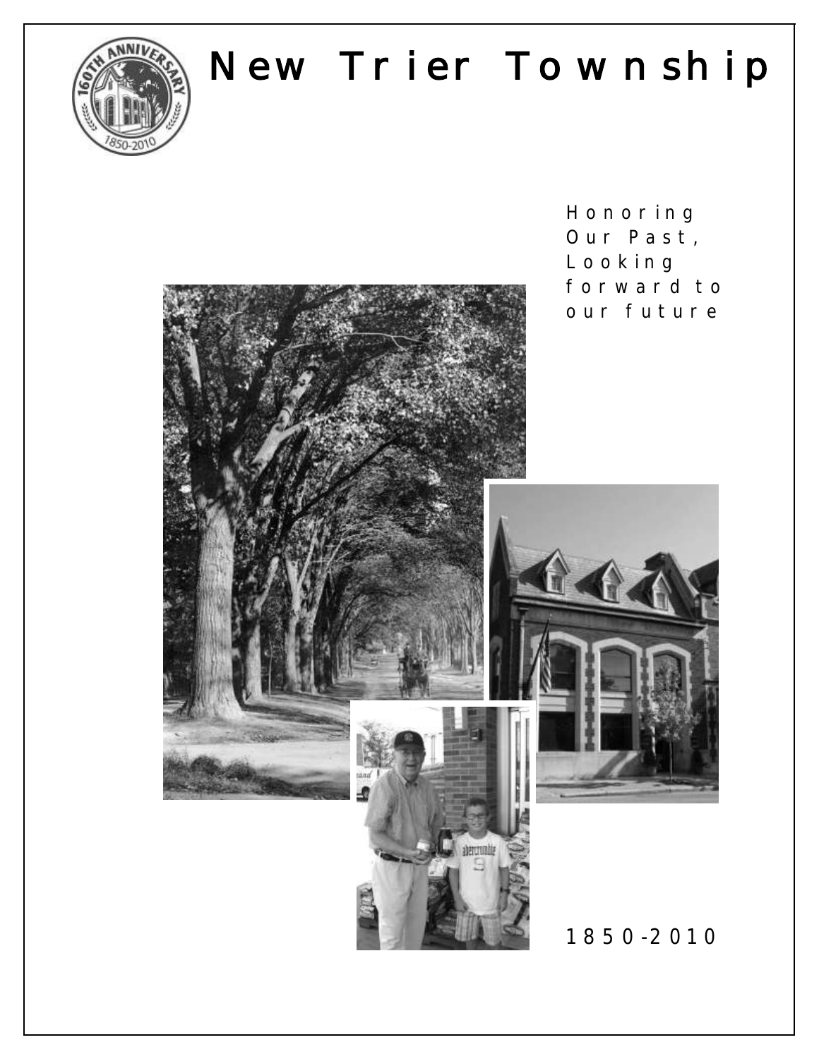# New Trier Township

Honoring Our Past, Looking forward to our future

1850-2010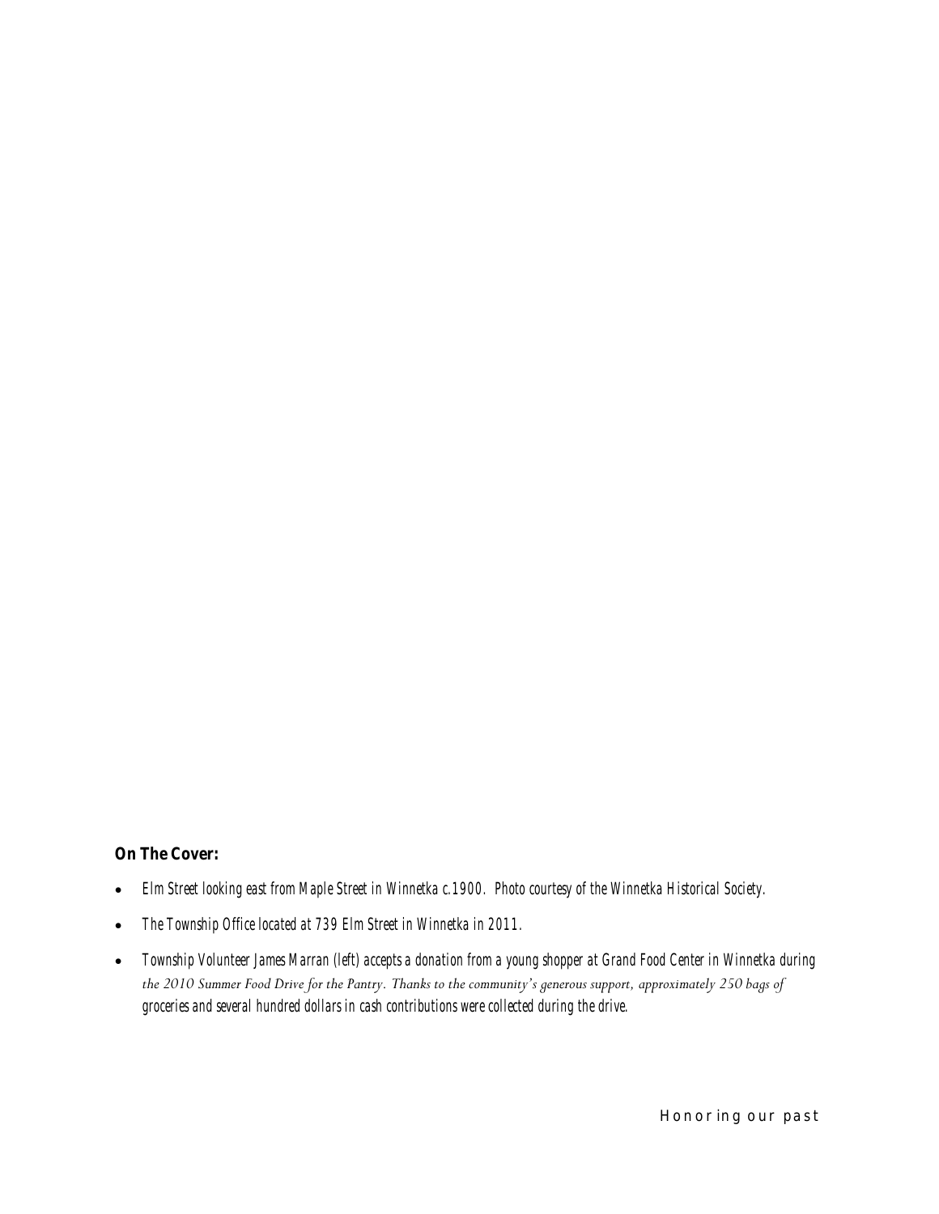**On The Cover:**

- *Elm Street looking east from Maple Street in Winnetka c.1900. Photo courtesy of the Winnetka Historical Society.*
- *The Township Office located at 739 Elm Street in Winnetka in 2011.*
- *Township Volunteer James Marran (left) accepts a donation from a young shopper at Grand Food Center in Winnetka during the 2010 Summer Food Drive for the Pantry. Thanks to the community's generous support, approximately 250 bags of groceries and several hundred dollars in cash contributions were collected during the drive.*

Honoring our past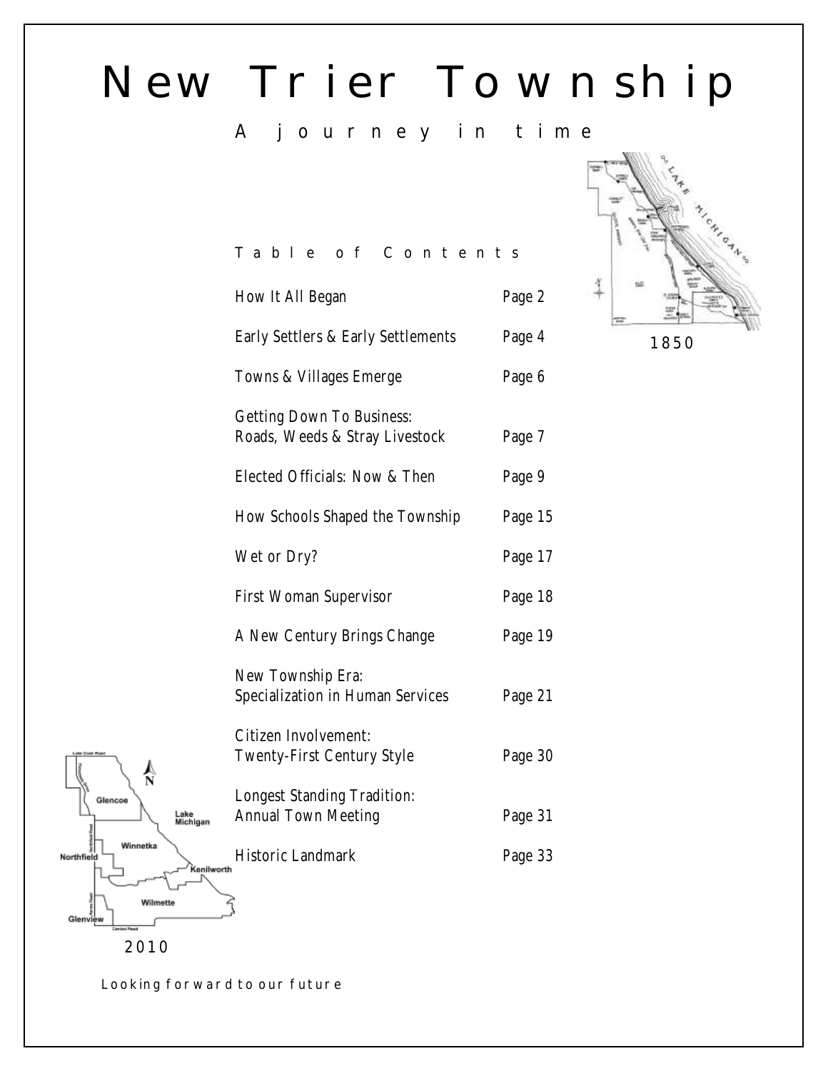# New Trier Township

## A journey in time

### Table of Contents

| | |
|---|---|
| How It All Began | Page 2 |
| Early Settlers & Early Settlements | Page 4 |
| Towns & Villages Emerge | Page 6 |
| Getting Down To Business: Roads, Weeds & Stray Livestock | Page 7 |
| Elected Officials: Now & Then | Page 9 |
| How Schools Shaped the Township | Page 15 |
| Wet or Dry? | Page 17 |
| First Woman Supervisor | Page 18 |
| A New Century Brings Change | Page 19 |
| New Township Era: Specialization in Human Services | Page 21 |
| Citizen Involvement: Twenty-First Century Style | Page 30 |
| Longest Standing Tradition: Annual Town Meeting | Page 31 |
| Historic Landmark | Page 33 |

1850

2010

Looking forward to our future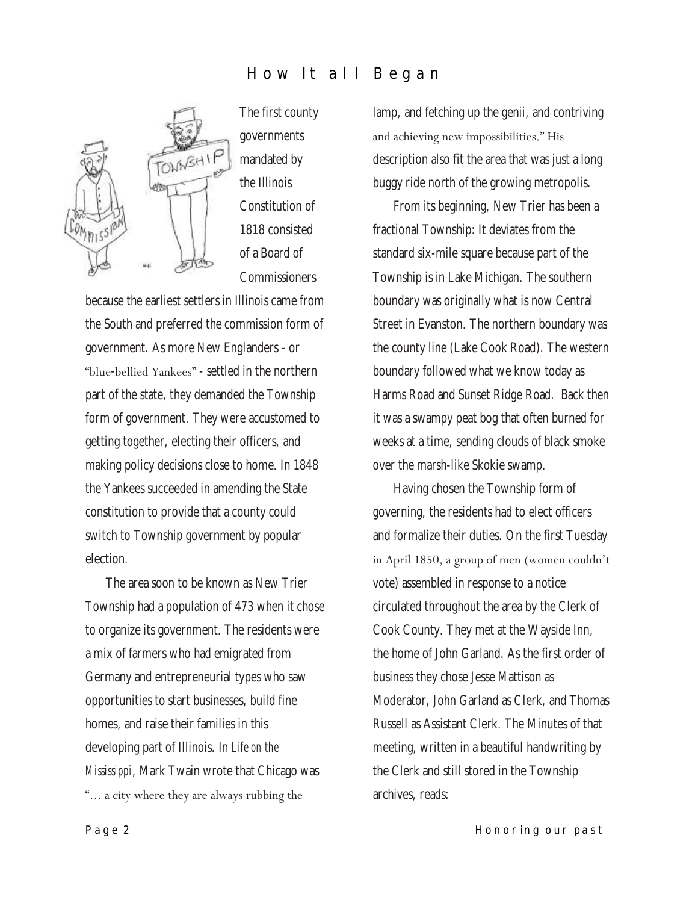# How It all Began

The first county governments mandated by the Illinois Constitution of 1818 consisted of a Board of Commissioners because the earliest settlers in Illinois came from the South and preferred the commission form of government. As more New Englanders - or "blue-bellied Yankees" - settled in the northern part of the state, they demanded the Township form of government. They were accustomed to getting together, electing their officers, and making policy decisions close to home. In 1848 the Yankees succeeded in amending the State constitution to provide that a county could switch to Township government by popular election.

The area soon to be known as New Trier Township had a population of 473 when it chose to organize its government. The residents were a mix of farmers who had emigrated from Germany and entrepreneurial types who saw opportunities to start businesses, build fine homes, and raise their families in this developing part of Illinois. In *Life on the Mississippi*, Mark Twain wrote that Chicago was "… a city where they are always rubbing the lamp, and fetching up the genii, and contriving and achieving new impossibilities." His description also fit the area that was just a long buggy ride north of the growing metropolis.

From its beginning, New Trier has been a fractional Township: It deviates from the standard six-mile square because part of the Township is in Lake Michigan. The southern boundary was originally what is now Central Street in Evanston. The northern boundary was the county line (Lake Cook Road). The western boundary followed what we know today as Harms Road and Sunset Ridge Road. Back then it was a swampy peat bog that often burned for weeks at a time, sending clouds of black smoke over the marsh-like Skokie swamp.

Having chosen the Township form of governing, the residents had to elect officers and formalize their duties. On the first Tuesday in April 1850, a group of men (women couldn't vote) assembled in response to a notice circulated throughout the area by the Clerk of Cook County. They met at the Wayside Inn, the home of John Garland. As the first order of business they chose Jesse Mattison as Moderator, John Garland as Clerk, and Thomas Russell as Assistant Clerk. The Minutes of that meeting, written in a beautiful handwriting by the Clerk and still stored in the Township archives, reads: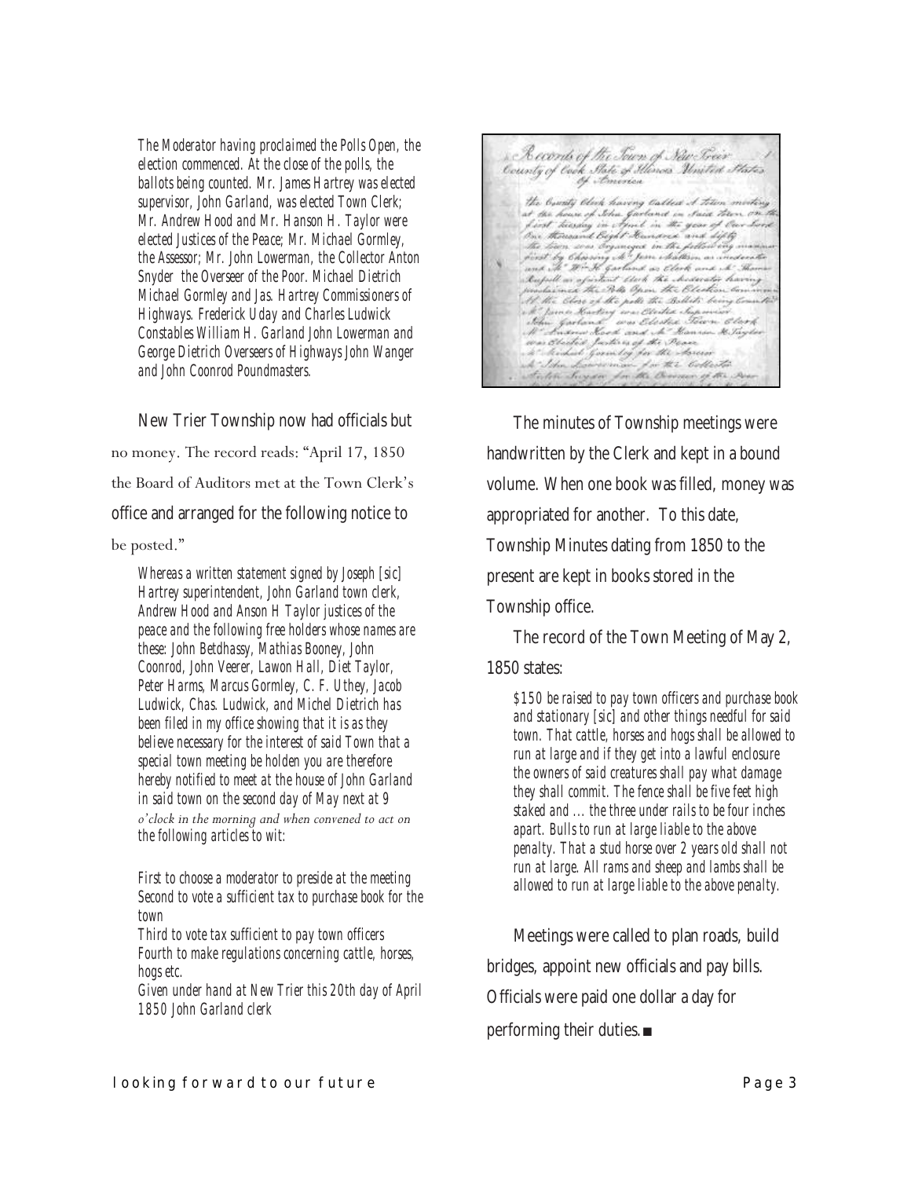*The Moderator having proclaimed the Polls Open, the election commenced. At the close of the polls, the ballots being counted. Mr. James Hartrey was elected supervisor, John Garland, was elected Town Clerk; Mr. Andrew Hood and Mr. Hanson H. Taylor were elected Justices of the Peace; Mr. Michael Gormley, the Assessor; Mr. John Lowerman, the Collector Anton Snyder the Overseer of the Poor. Michael Dietrich Michael Gormley and Jas. Hartrey Commissioners of Highways. Frederick Uday and Charles Ludwick Constables William H. Garland John Lowerman and George Dietrich Overseers of Highways John Wanger and John Coonrod Poundmasters.*

New Trier Township now had officials but no money. The record reads: "April 17, 1850 the Board of Auditors met at the Town Clerk's office and arranged for the following notice to be posted."

*Whereas a written statement signed by Joseph [sic] Hartrey superintendent, John Garland town clerk, Andrew Hood and Anson H Taylor justices of the peace and the following free holders whose names are these: John Betdhassy, Mathias Booney, John Coonrod, John Veerer, Lawon Hall, Diet Taylor, Peter Harms, Marcus Gormley, C. F. Uthey, Jacob Ludwick, Chas. Ludwick, and Michel Dietrich has been filed in my office showing that it is as they believe necessary for the interest of said Town that a special town meeting be holden you are therefore hereby notified to meet at the house of John Garland in said town on the second day of May next at 9 o'clock in the morning and when convened to act on the following articles to wit:*

*First to choose a moderator to preside at the meeting*
*Second to vote a sufficient tax to purchase book for the town*
*Third to vote tax sufficient to pay town officers*
*Fourth to make regulations concerning cattle, horses, hogs etc.*
*Given under hand at New Trier this 20th day of April 1850 John Garland clerk*

The minutes of Township meetings were handwritten by the Clerk and kept in a bound volume. When one book was filled, money was appropriated for another. To this date, Township Minutes dating from 1850 to the present are kept in books stored in the Township office.

The record of the Town Meeting of May 2, 1850 states:

*$150 be raised to pay town officers and purchase book and stationary [sic] and other things needful for said town. That cattle, horses and hogs shall be allowed to run at large and if they get into a lawful enclosure the owners of said creatures shall pay what damage they shall commit. The fence shall be five feet high staked and … the three under rails to be four inches apart. Bulls to run at large liable to the above penalty. That a stud horse over 2 years old shall not run at large. All rams and sheep and lambs shall be allowed to run at large liable to the above penalty.*

Meetings were called to plan roads, build bridges, appoint new officials and pay bills. Officials were paid one dollar a day for performing their duties.■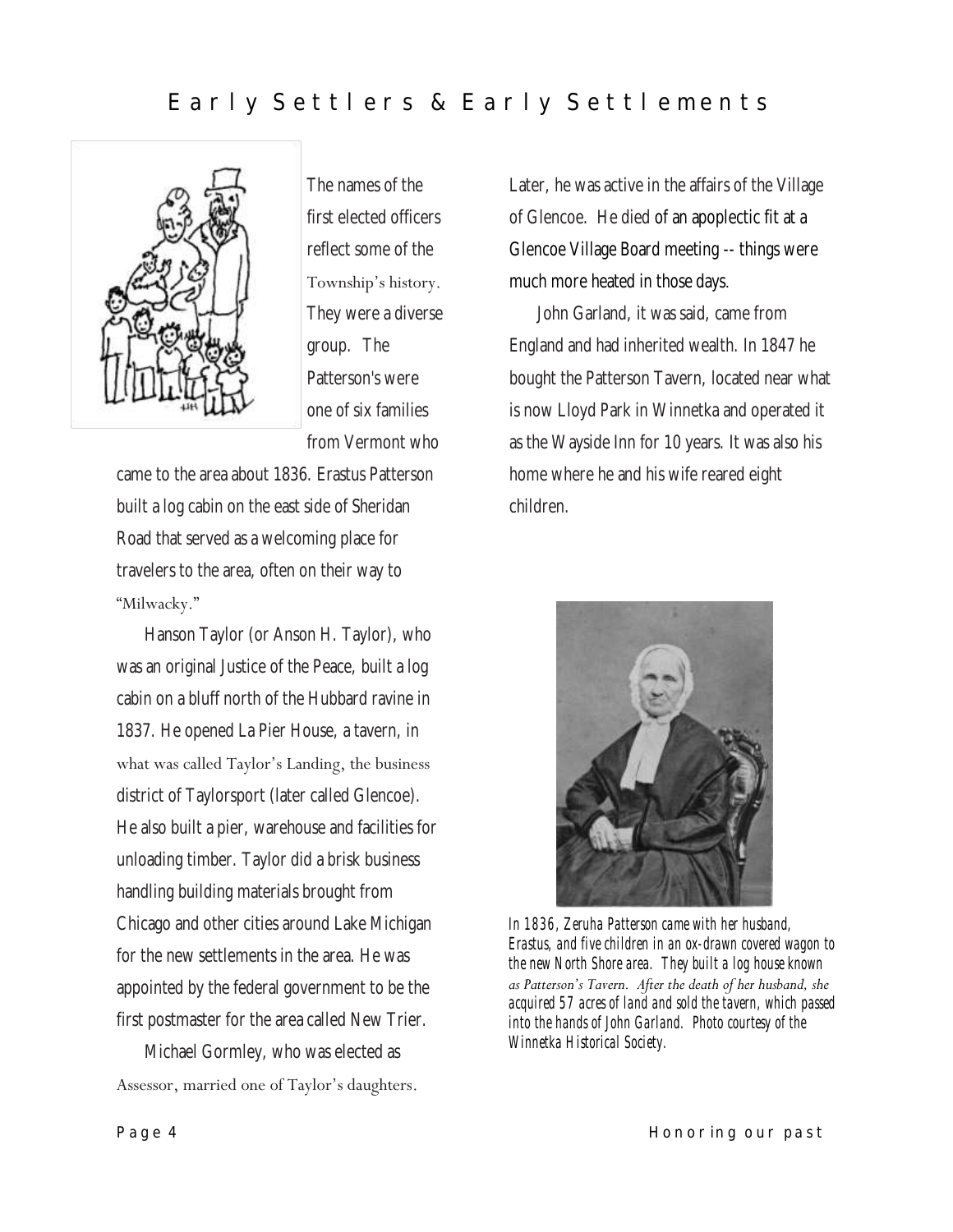# Early Settlers & Early Settlements

The names of the first elected officers reflect some of the Township's history. They were a diverse group. The Patterson's were one of six families from Vermont who came to the area about 1836. Erastus Patterson built a log cabin on the east side of Sheridan Road that served as a welcoming place for travelers to the area, often on their way to "Milwacky."

Hanson Taylor (or Anson H. Taylor), who was an original Justice of the Peace, built a log cabin on a bluff north of the Hubbard ravine in 1837. He opened La Pier House, a tavern, in what was called Taylor's Landing, the business district of Taylorsport (later called Glencoe). He also built a pier, warehouse and facilities for unloading timber. Taylor did a brisk business handling building materials brought from Chicago and other cities around Lake Michigan for the new settlements in the area. He was appointed by the federal government to be the first postmaster for the area called New Trier.

Michael Gormley, who was elected as Assessor, married one of Taylor's daughters. Later, he was active in the affairs of the Village of Glencoe. He died of an apoplectic fit at a Glencoe Village Board meeting -- things were much more heated in those days.

John Garland, it was said, came from England and had inherited wealth. In 1847 he bought the Patterson Tavern, located near what is now Lloyd Park in Winnetka and operated it as the Wayside Inn for 10 years. It was also his home where he and his wife reared eight children.

*In 1836, Zeruha Patterson came with her husband, Erastus, and five children in an ox-drawn covered wagon to the new North Shore area. They built a log house known as Patterson's Tavern. After the death of her husband, she acquired 57 acres of land and sold the tavern, which passed into the hands of John Garland. Photo courtesy of the Winnetka Historical Society.*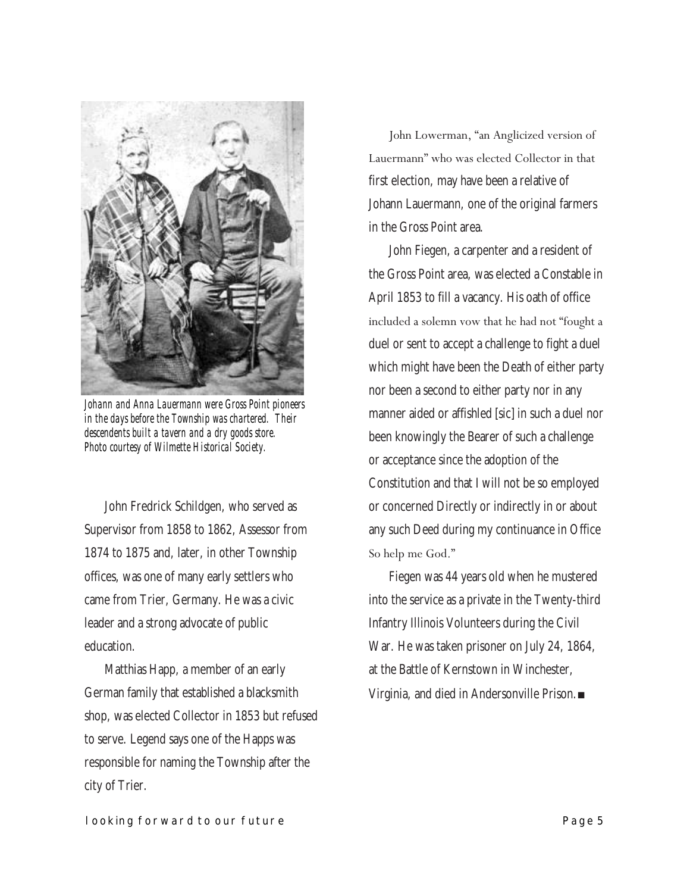*Johann and Anna Lauermann were Gross Point pioneers in the days before the Township was chartered. Their descendents built a tavern and a dry goods store. Photo courtesy of Wilmette Historical Society.*

John Fredrick Schildgen, who served as Supervisor from 1858 to 1862, Assessor from 1874 to 1875 and, later, in other Township offices, was one of many early settlers who came from Trier, Germany. He was a civic leader and a strong advocate of public education.

Matthias Happ, a member of an early German family that established a blacksmith shop, was elected Collector in 1853 but refused to serve. Legend says one of the Happs was responsible for naming the Township after the city of Trier.

John Lowerman, "an Anglicized version of Lauermann" who was elected Collector in that first election, may have been a relative of Johann Lauermann, one of the original farmers in the Gross Point area.

John Fiegen, a carpenter and a resident of the Gross Point area, was elected a Constable in April 1853 to fill a vacancy. His oath of office included a solemn vow that he had not "fought a duel or sent to accept a challenge to fight a duel which might have been the Death of either party nor been a second to either party nor in any manner aided or affishled [sic] in such a duel nor been knowingly the Bearer of such a challenge or acceptance since the adoption of the Constitution and that I will not be so employed or concerned Directly or indirectly in or about any such Deed during my continuance in Office So help me God."

Fiegen was 44 years old when he mustered into the service as a private in the Twenty-third Infantry Illinois Volunteers during the Civil War. He was taken prisoner on July 24, 1864, at the Battle of Kernstown in Winchester, Virginia, and died in Andersonville Prison.■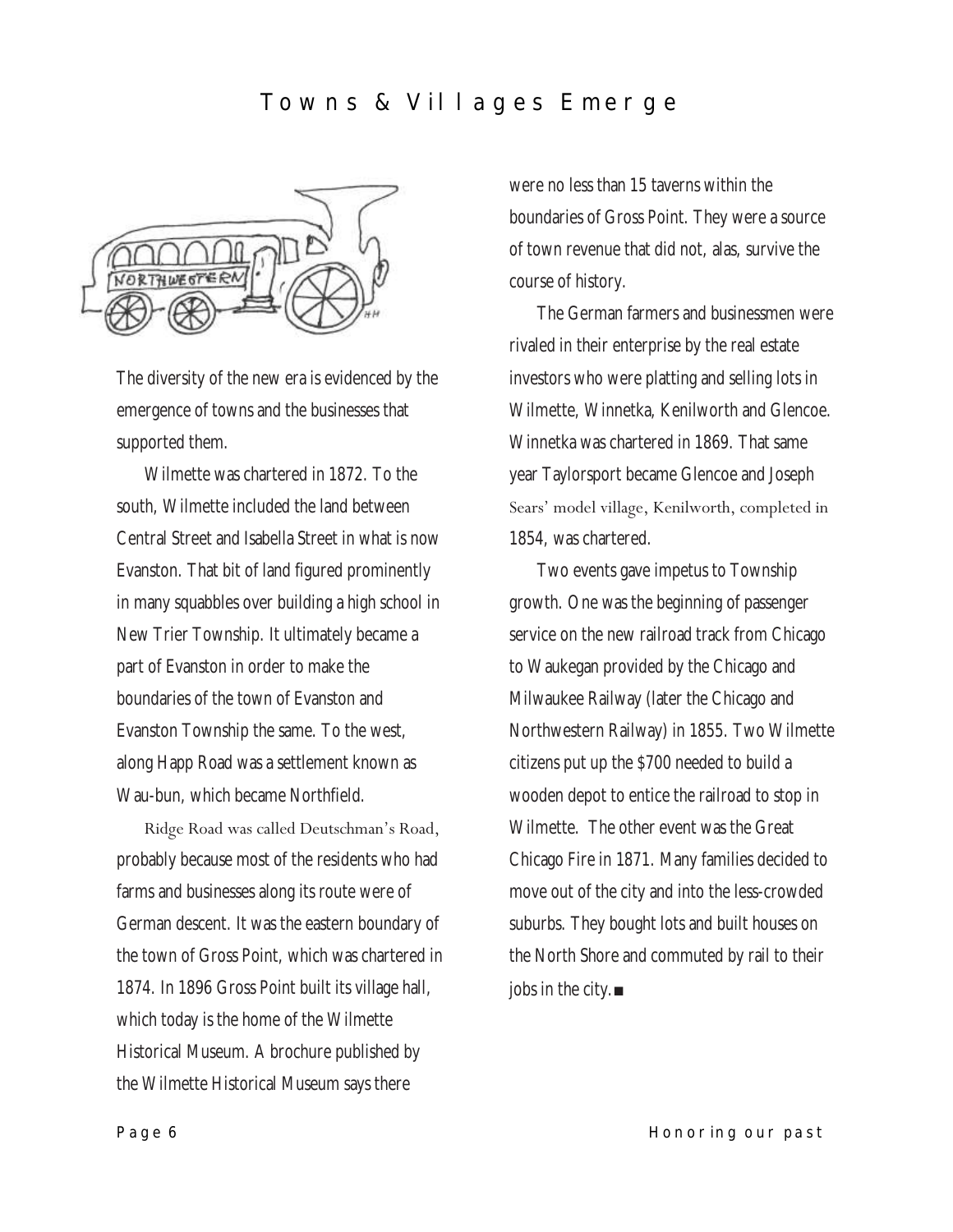# Towns & Villages Emerge

The diversity of the new era is evidenced by the emergence of towns and the businesses that supported them.

Wilmette was chartered in 1872. To the south, Wilmette included the land between Central Street and Isabella Street in what is now Evanston. That bit of land figured prominently in many squabbles over building a high school in New Trier Township. It ultimately became a part of Evanston in order to make the boundaries of the town of Evanston and Evanston Township the same. To the west, along Happ Road was a settlement known as Wau-bun, which became Northfield.

Ridge Road was called Deutschman's Road, probably because most of the residents who had farms and businesses along its route were of German descent. It was the eastern boundary of the town of Gross Point, which was chartered in 1874. In 1896 Gross Point built its village hall, which today is the home of the Wilmette Historical Museum. A brochure published by the Wilmette Historical Museum says there were no less than 15 taverns within the boundaries of Gross Point. They were a source of town revenue that did not, alas, survive the course of history.

The German farmers and businessmen were rivaled in their enterprise by the real estate investors who were platting and selling lots in Wilmette, Winnetka, Kenilworth and Glencoe. Winnetka was chartered in 1869. That same year Taylorsport became Glencoe and Joseph Sears' model village, Kenilworth, completed in 1854, was chartered.

Two events gave impetus to Township growth. One was the beginning of passenger service on the new railroad track from Chicago to Waukegan provided by the Chicago and Milwaukee Railway (later the Chicago and Northwestern Railway) in 1855. Two Wilmette citizens put up the $700 needed to build a wooden depot to entice the railroad to stop in Wilmette. The other event was the Great Chicago Fire in 1871. Many families decided to move out of the city and into the less-crowded suburbs. They bought lots and built houses on the North Shore and commuted by rail to their jobs in the city.■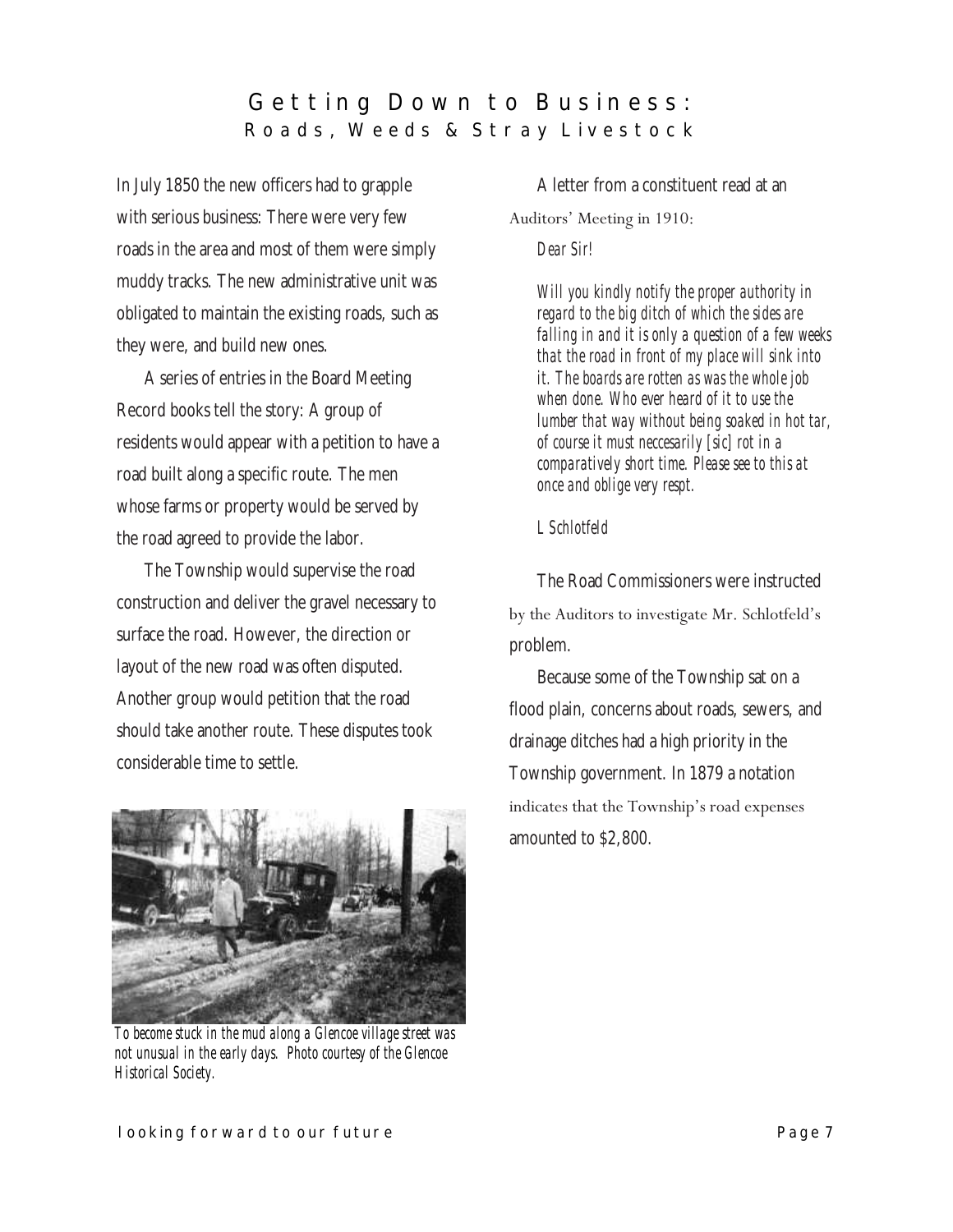# Getting Down to Business:
## Roads, Weeds & Stray Livestock

In July 1850 the new officers had to grapple with serious business: There were very few roads in the area and most of them were simply muddy tracks. The new administrative unit was obligated to maintain the existing roads, such as they were, and build new ones.

A series of entries in the Board Meeting Record books tell the story: A group of residents would appear with a petition to have a road built along a specific route. The men whose farms or property would be served by the road agreed to provide the labor.

The Township would supervise the road construction and deliver the gravel necessary to surface the road. However, the direction or layout of the new road was often disputed. Another group would petition that the road should take another route. These disputes took considerable time to settle.

*To become stuck in the mud along a Glencoe village street was not unusual in the early days. Photo courtesy of the Glencoe Historical Society.*

A letter from a constituent read at an Auditors' Meeting in 1910:

*Dear Sir!*

*Will you kindly notify the proper authority in regard to the big ditch of which the sides are falling in and it is only a question of a few weeks that the road in front of my place will sink into it. The boards are rotten as was the whole job when done. Who ever heard of it to use the lumber that way without being soaked in hot tar, of course it must neccesarily [sic] rot in a comparatively short time. Please see to this at once and oblige very respt.*

*L Schlotfeld*

The Road Commissioners were instructed by the Auditors to investigate Mr. Schlotfeld's problem.

Because some of the Township sat on a flood plain, concerns about roads, sewers, and drainage ditches had a high priority in the Township government. In 1879 a notation indicates that the Township's road expenses amounted to $2,800.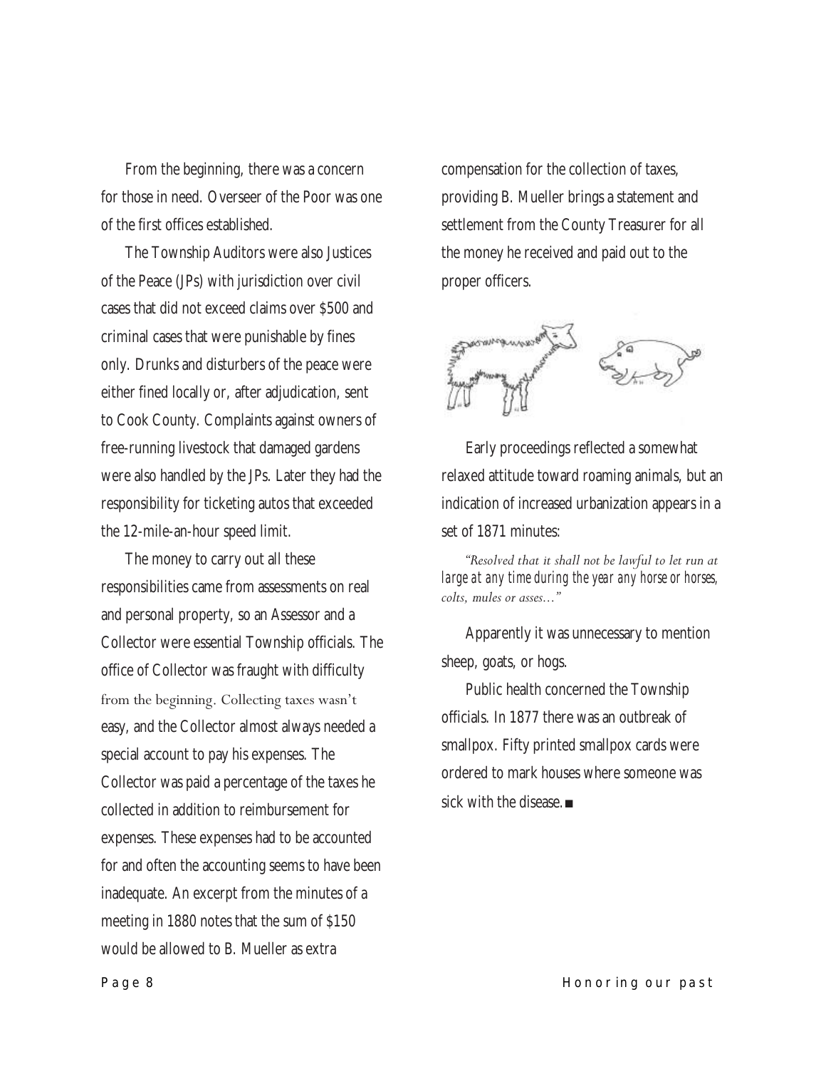From the beginning, there was a concern for those in need. Overseer of the Poor was one of the first offices established.

The Township Auditors were also Justices of the Peace (JPs) with jurisdiction over civil cases that did not exceed claims over $500 and criminal cases that were punishable by fines only. Drunks and disturbers of the peace were either fined locally or, after adjudication, sent to Cook County. Complaints against owners of free-running livestock that damaged gardens were also handled by the JPs. Later they had the responsibility for ticketing autos that exceeded the 12-mile-an-hour speed limit.

The money to carry out all these responsibilities came from assessments on real and personal property, so an Assessor and a Collector were essential Township officials. The office of Collector was fraught with difficulty from the beginning. Collecting taxes wasn't easy, and the Collector almost always needed a special account to pay his expenses. The Collector was paid a percentage of the taxes he collected in addition to reimbursement for expenses. These expenses had to be accounted for and often the accounting seems to have been inadequate. An excerpt from the minutes of a meeting in 1880 notes that the sum of $150 would be allowed to B. Mueller as extra compensation for the collection of taxes, providing B. Mueller brings a statement and settlement from the County Treasurer for all the money he received and paid out to the proper officers.

Early proceedings reflected a somewhat relaxed attitude toward roaming animals, but an indication of increased urbanization appears in a set of 1871 minutes:

> *"Resolved that it shall not be lawful to let run at large at any time during the year any horse or horses, colts, mules or asses…"*

Apparently it was unnecessary to mention sheep, goats, or hogs.

Public health concerned the Township officials. In 1877 there was an outbreak of smallpox. Fifty printed smallpox cards were ordered to mark houses where someone was sick with the disease. ■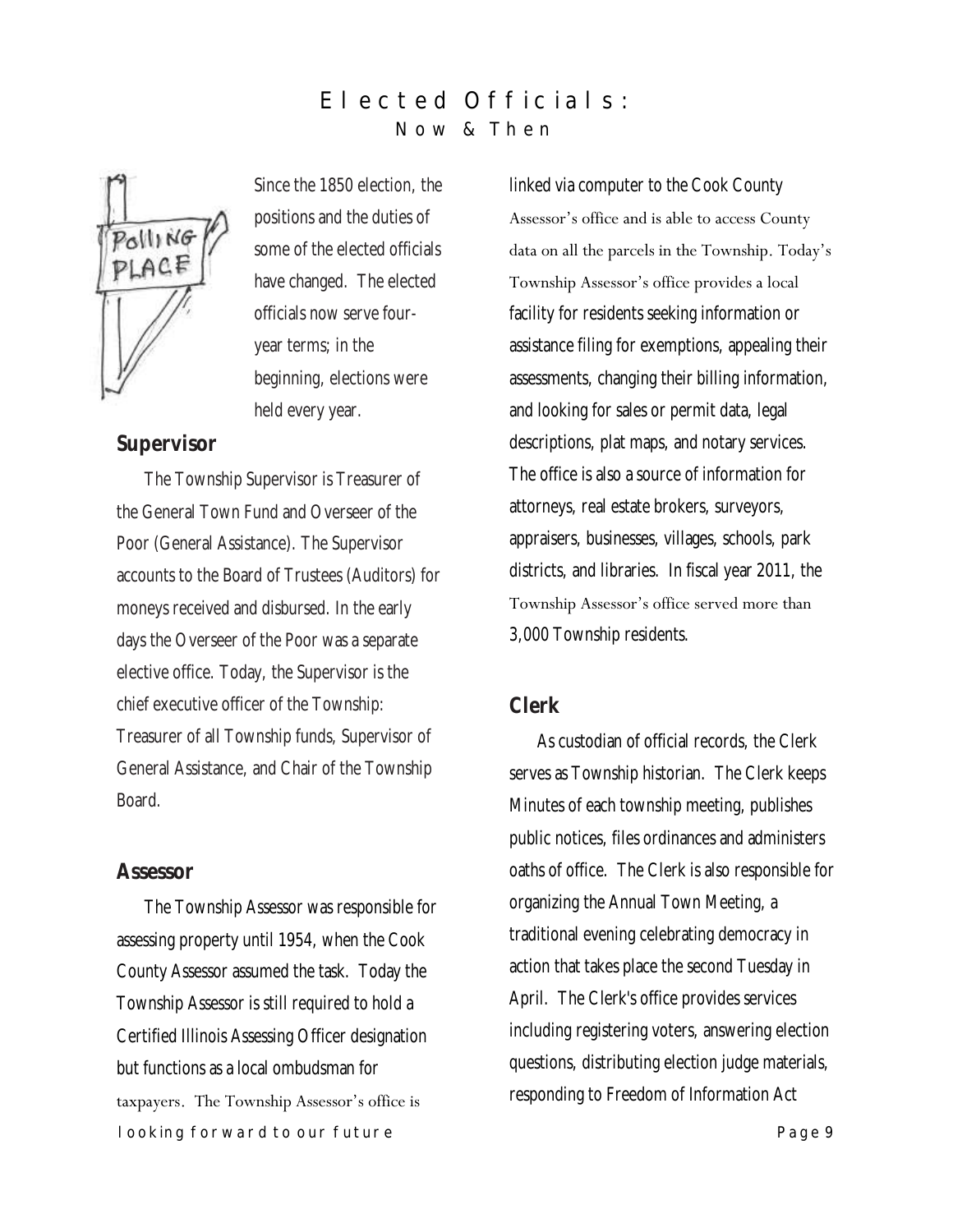# Elected Officials: Now & Then

Since the 1850 election, the positions and the duties of some of the elected officials have changed. The elected officials now serve four-year terms; in the beginning, elections were held every year.

## Supervisor

The Township Supervisor is Treasurer of the General Town Fund and Overseer of the Poor (General Assistance). The Supervisor accounts to the Board of Trustees (Auditors) for moneys received and disbursed. In the early days the Overseer of the Poor was a separate elective office. Today, the Supervisor is the chief executive officer of the Township: Treasurer of all Township funds, Supervisor of General Assistance, and Chair of the Township Board.

## Assessor

The Township Assessor was responsible for assessing property until 1954, when the Cook County Assessor assumed the task. Today the Township Assessor is still required to hold a Certified Illinois Assessing Officer designation but functions as a local ombudsman for taxpayers. The Township Assessor's office is linked via computer to the Cook County Assessor's office and is able to access County data on all the parcels in the Township. Today's Township Assessor's office provides a local facility for residents seeking information or assistance filing for exemptions, appealing their assessments, changing their billing information, and looking for sales or permit data, legal descriptions, plat maps, and notary services. The office is also a source of information for attorneys, real estate brokers, surveyors, appraisers, businesses, villages, schools, park districts, and libraries. In fiscal year 2011, the Township Assessor's office served more than 3,000 Township residents.

## Clerk

As custodian of official records, the Clerk serves as Township historian. The Clerk keeps Minutes of each township meeting, publishes public notices, files ordinances and administers oaths of office. The Clerk is also responsible for organizing the Annual Town Meeting, a traditional evening celebrating democracy in action that takes place the second Tuesday in April. The Clerk's office provides services including registering voters, answering election questions, distributing election judge materials, responding to Freedom of Information Act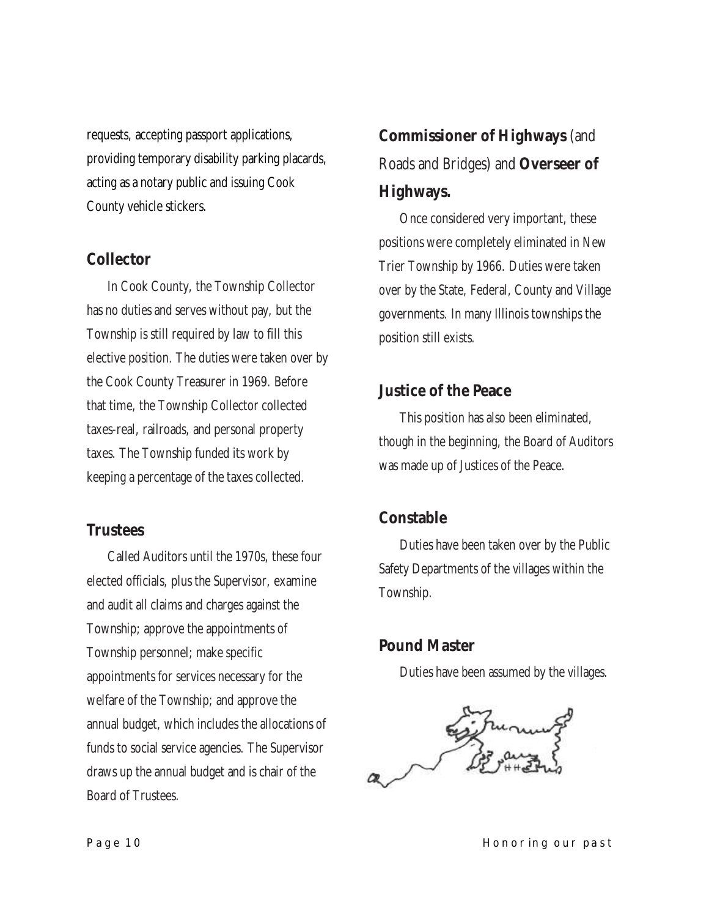requests, accepting passport applications, providing temporary disability parking placards, acting as a notary public and issuing Cook County vehicle stickers.

## Collector

In Cook County, the Township Collector has no duties and serves without pay, but the Township is still required by law to fill this elective position. The duties were taken over by the Cook County Treasurer in 1969. Before that time, the Township Collector collected taxes-real, railroads, and personal property taxes. The Township funded its work by keeping a percentage of the taxes collected.

## Trustees

Called Auditors until the 1970s, these four elected officials, plus the Supervisor, examine and audit all claims and charges against the Township; approve the appointments of Township personnel; make specific appointments for services necessary for the welfare of the Township; and approve the annual budget, which includes the allocations of funds to social service agencies. The Supervisor draws up the annual budget and is chair of the Board of Trustees.

## **Commissioner of Highways** (and Roads and Bridges) and **Overseer of Highways.**

Once considered very important, these positions were completely eliminated in New Trier Township by 1966. Duties were taken over by the State, Federal, County and Village governments. In many Illinois townships the position still exists.

## Justice of the Peace

This position has also been eliminated, though in the beginning, the Board of Auditors was made up of Justices of the Peace.

## Constable

Duties have been taken over by the Public Safety Departments of the villages within the Township.

## Pound Master

Duties have been assumed by the villages.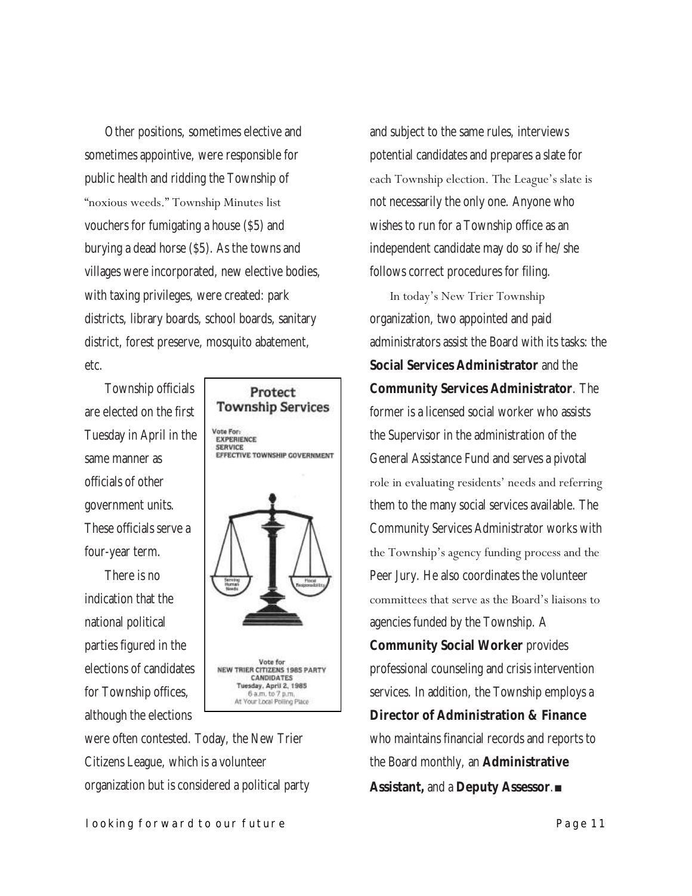Other positions, sometimes elective and sometimes appointive, were responsible for public health and ridding the Township of "noxious weeds." Township Minutes list vouchers for fumigating a house ($5) and burying a dead horse ($5). As the towns and villages were incorporated, new elective bodies, with taxing privileges, were created: park districts, library boards, school boards, sanitary district, forest preserve, mosquito abatement, etc.

Township officials are elected on the first Tuesday in April in the same manner as officials of other government units. These officials serve a four-year term.

There is no indication that the national political parties figured in the elections of candidates for Township offices, although the elections were often contested. Today, the New Trier Citizens League, which is a volunteer organization but is considered a political party and subject to the same rules, interviews potential candidates and prepares a slate for each Township election. The League's slate is not necessarily the only one. Anyone who wishes to run for a Township office as an independent candidate may do so if he/she follows correct procedures for filing.

**Protect Township Services**

Vote For:
EXPERIENCE
SERVICE
EFFECTIVE TOWNSHIP GOVERNMENT

Serving Human Needs — Fiscal Responsibility

Vote for
NEW TRIER CITIZENS 1985 PARTY CANDIDATES
Tuesday, April 2, 1985
6 a.m. to 7 p.m.
At Your Local Polling Place

In today's New Trier Township organization, two appointed and paid administrators assist the Board with its tasks: the **Social Services Administrator** and the **Community Services Administrator**. The former is a licensed social worker who assists the Supervisor in the administration of the General Assistance Fund and serves a pivotal role in evaluating residents' needs and referring them to the many social services available. The Community Services Administrator works with the Township's agency funding process and the Peer Jury. He also coordinates the volunteer committees that serve as the Board's liaisons to agencies funded by the Township. A **Community Social Worker** provides professional counseling and crisis intervention services. In addition, the Township employs a **Director of Administration & Finance** who maintains financial records and reports to the Board monthly, an **Administrative Assistant,** and a **Deputy Assessor**. ■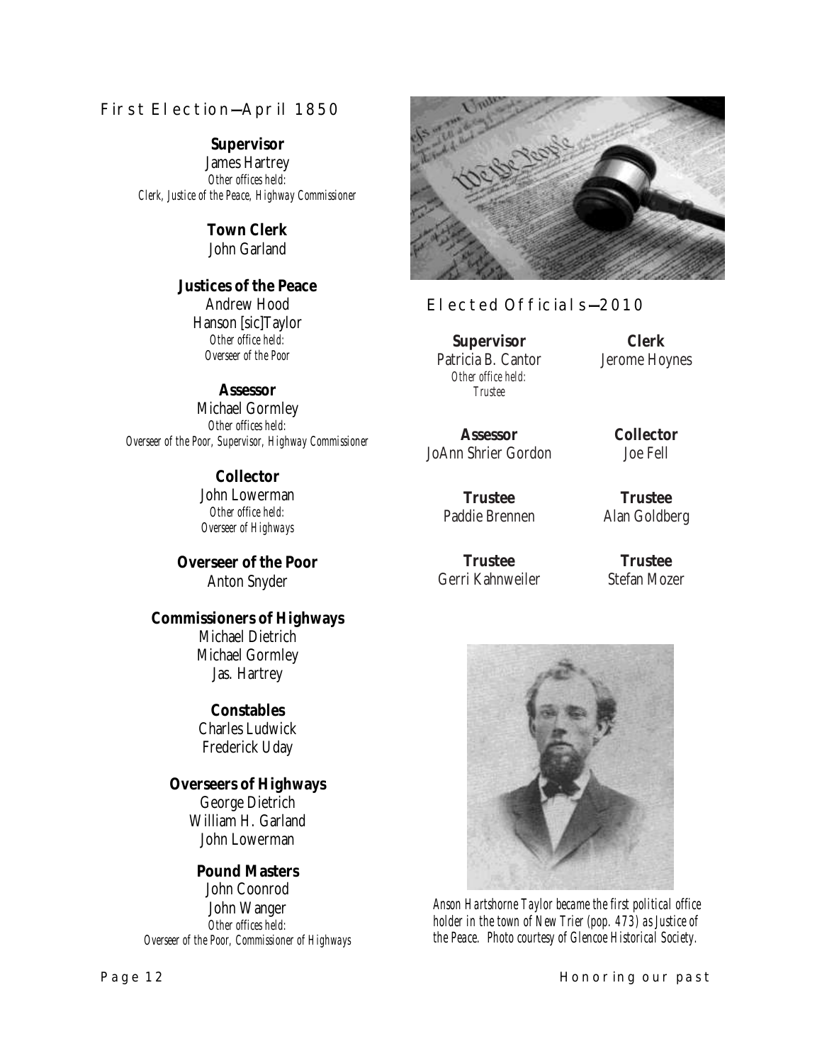## First Election—April 1850

**Supervisor**
James Hartrey
*Other offices held:*
*Clerk, Justice of the Peace, Highway Commissioner*

**Town Clerk**
John Garland

**Justices of the Peace**
Andrew Hood
Hanson [sic]Taylor
*Other office held:*
*Overseer of the Poor*

**Assessor**
Michael Gormley
*Other offices held:*
*Overseer of the Poor, Supervisor, Highway Commissioner*

**Collector**
John Lowerman
*Other office held:*
*Overseer of Highways*

**Overseer of the Poor**
Anton Snyder

**Commissioners of Highways**
Michael Dietrich
Michael Gormley
Jas. Hartrey

**Constables**
Charles Ludwick
Frederick Uday

**Overseers of Highways**
George Dietrich
William H. Garland
John Lowerman

**Pound Masters**
John Coonrod
John Wanger
*Other offices held:*
*Overseer of the Poor, Commissioner of Highways*

## Elected Officials—2010

**Supervisor**
Patricia B. Cantor
*Other office held:*
*Trustee*

**Clerk**
Jerome Hoynes

**Assessor**
JoAnn Shrier Gordon

**Collector**
Joe Fell

**Trustee**
Paddie Brennen

**Trustee**
Alan Goldberg

**Trustee**
Gerri Kahnweiler

**Trustee**
Stefan Mozer

*Anson Hartshorne Taylor became the first political office holder in the town of New Trier (pop. 473) as Justice of the Peace. Photo courtesy of Glencoe Historical Society.*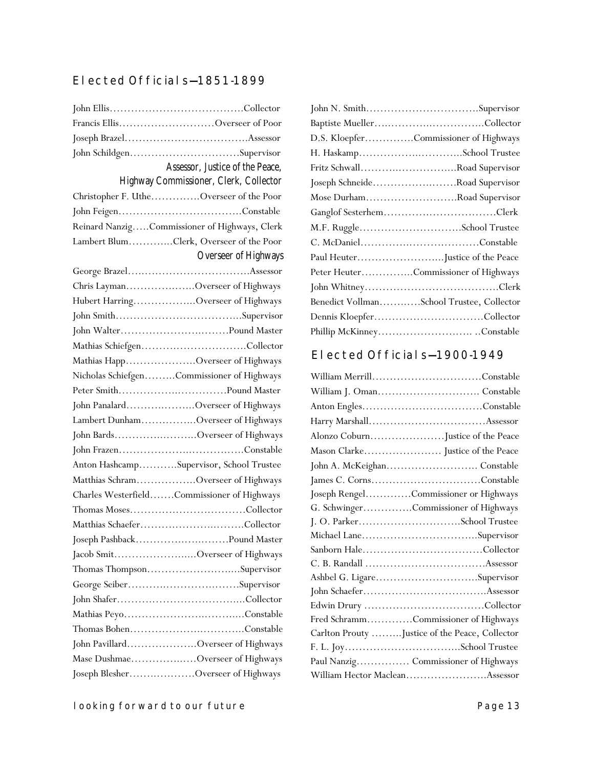## Elected Officials—1851-1899

John Ellis……………………………….Collector
Francis Ellis………………………Overseer of Poor
Joseph Brazel…………………………….Assessor
John Schildgen…………………………Supervisor
Assessor, Justice of the Peace, Highway Commissioner, Clerk, Collector
Christopher F. Uthe…………Overseer of the Poor
John Feigen…………………………….Constable
Reinard Nanzig…..Commissioner of Highways, Clerk
Lambert Blum………..Clerk, Overseer of the Poor
Overseer of Highways
George Brazel…………………………….Assessor
Chris Layman………………..Overseer of Highways
Hubert Harring………………Overseer of Highways
John Smith……………………………..Supervisor
John Walter…………………………Pound Master
Mathias Schiefgen………………………..Collector
Mathias Happ………………..Overseer of Highways
Nicholas Schiefgen………Commissioner of Highways
Peter Smith…………………………Pound Master
John Panalard………………..Overseer of Highways
Lambert Dunham…………….Overseer of Highways
John Bards…………………..Overseer of Highways
John Frazen……………………………….Constable
Anton Hashcamp………..Supervisor, School Trustee
Matthias Schram……………..Overseer of Highways
Charles Westerfield…….Commissioner of Highways
Thomas Moses…………………………….Collector
Matthias Schaefer…………………………Collector
Joseph Pashback……………………..Pound Master
Jacob Smit…………………..Overseer of Highways
Thomas Thompson……………………..Supervisor
George Seiber…………………………..Supervisor
John Shafer……………………………….Collector
Mathias Peyo……………………………..Constable
Thomas Bohen…………………………..Constable
John Pavillard………………..Overseer of Highways
Mase Dushmae……………….Overseer of Highways
Joseph Blesher……………….Overseer of Highways
John N. Smith…………………………..Supervisor
Baptiste Mueller……………………………Collector
D.S. Kloepfer…………..Commissioner of Highways
H. Haskamp……………………….School Trustee
Fritz Schwall……………………..Road Supervisor
Joseph Schneide…………………..Road Supervisor
Mose Durham……………………..Road Supervisor
Ganglof Sesterhem…………………………..Clerk
M.F. Ruggle……………………….School Trustee
C. McDaniel……………………………Constable
Paul Heuter……………………..Justice of the Peace
Peter Heuter…………..Commissioner of Highways
John Whitney………………………………..Clerk
Benedict Vollman……….School Trustee, Collector
Dennis Kloepfer…………………………Collector
Phillip McKinney……………………. ..Constable

## Elected Officials—1900-1949

William Merrill…………………………Constable
William J. Oman………………………. Constable
Anton Engles…………………………….Constable
Harry Marshall…………………………..Assessor
Alonzo Coburn………………..Justice of the Peace
Mason Clarke………………… Justice of the Peace
John A. McKeighan……………………. Constable
James C. Corns………………………….Constable
Joseph Rengel…………Commissioner or Highways
G. Schwinger…………Commissioner of Highways
J. O. Parker……………………….School Trustee
Michael Lane……………………………Supervisor
Sanborn Hale…………………………….Collector
C. B. Randall …………………………….Assessor
Ashbel G. Ligare……………………….Supervisor
John Schaefer…………………………….Assessor
Edwin Drury …………………………….Collector
Fred Schramm…………Commissioner of Highways
Carlton Prouty ……..Justice of the Peace, Collector
F. L. Joy………………………….School Trustee
Paul Nanzig…………… Commissioner of Highways
William Hector Maclean………………….Assessor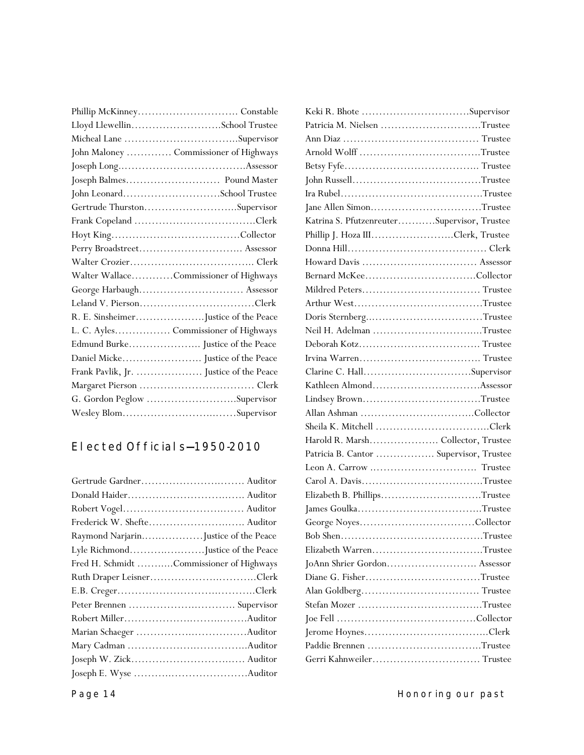Phillip McKinney............................. Constable
Lloyd Llewellin..........................School Trustee
Micheal Lane ................................Supervisor
John Maloney ............. Commissioner of Highways
Joseph Long.....................................Assessor
Joseph Balmes........................... Pound Master
John Leonard............................School Trustee
Gertrude Thurston...........................Supervisor
Frank Copeland ...................................Clerk
Hoyt King.....................................Collector
Perry Broadstreet.............................. Assessor
Walter Crozier.................................... Clerk
Walter Wallace............Commissioner of Highways
George Harbaugh.............................. Assessor
Leland V. Pierson.................................Clerk
R. E. Sinsheimer....................Justice of the Peace
L. C. Ayles................ Commissioner of Highways
Edmund Burke..................... Justice of the Peace
Daniel Micke....................... Justice of the Peace
Frank Pavlik, Jr. ................... Justice of the Peace
Margaret Pierson ................................. Clerk
G. Gordon Peglow ..........................Supervisor
Wesley Blom....................................Supervisor

## Elected Officials—1950-2010

Gertrude Gardner.............................. Auditor
Donald Haider.................................. Auditor
Robert Vogel.................................... Auditor
Frederick W. Shefte............................ Auditor
Raymond Narjarin..................Justice of the Peace
Lyle Richmond......................Justice of the Peace
Fred H. Schmidt ...........Commissioner of Highways
Ruth Draper Leisner..................................Clerk
E.B. Creger..........................................Clerk
Peter Brennen ................................ Supervisor
Robert Miller.......................................Auditor
Marian Schaeger ..................................Auditor
Mary Cadman .....................................Auditor
Joseph W. Zick.................................. Auditor
Joseph E. Wyse ..................................Auditor
Keki R. Bhote ...............................Supervisor
Patricia M. Nielsen .............................Trustee
Ann Diaz ....................................... Trustee
Arnold Wolff ....................................Trustee
Betsy Fyfe...................................... Trustee
John Russell.....................................Trustee
Ira Rubel.........................................Trustee
Jane Allen Simon................................Trustee
Katrina S. Pfutzenreuter...........Supervisor, Trustee
Phillip J. Hoza III........................Clerk, Trustee
Donna Hill........................................ Clerk
Howard Davis .................................. Assessor
Bernard McKee.................................Collector
Mildred Peters.................................. Trustee
Arthur West.....................................Trustee
Doris Sternberg..................................Trustee
Neil H. Adelman ................................Trustee
Deborah Kotz................................... Trustee
Irvina Warren................................... Trustee
Clarine C. Hall...............................Supervisor
Kathleen Almond...............................Assessor
Lindsey Brown..................................Trustee
Allan Ashman .................................Collector
Sheila K. Mitchell ..................................Clerk
Harold R. Marsh.................... Collector, Trustee
Patricia B. Cantor ................. Supervisor, Trustee
Leon A. Carrow ...............................  Trustee
Carol A. Davis...................................Trustee
Elizabeth B. Phillips............................Trustee
James Goulka....................................Trustee
George Noyes..................................Collector
Bob Shen.........................................Trustee
Elizabeth Warren................................Trustee
JoAnn Shrier Gordon.......................... Assessor
Diane G. Fisher..................................Trustee
Alan Goldberg.................................. Trustee
Stefan Mozer ....................................Trustee
Joe Fell ........................................Collector
Jerome Hoynes....................................Clerk
Paddie Brennen .................................Trustee
Gerri Kahnweiler............................... Trustee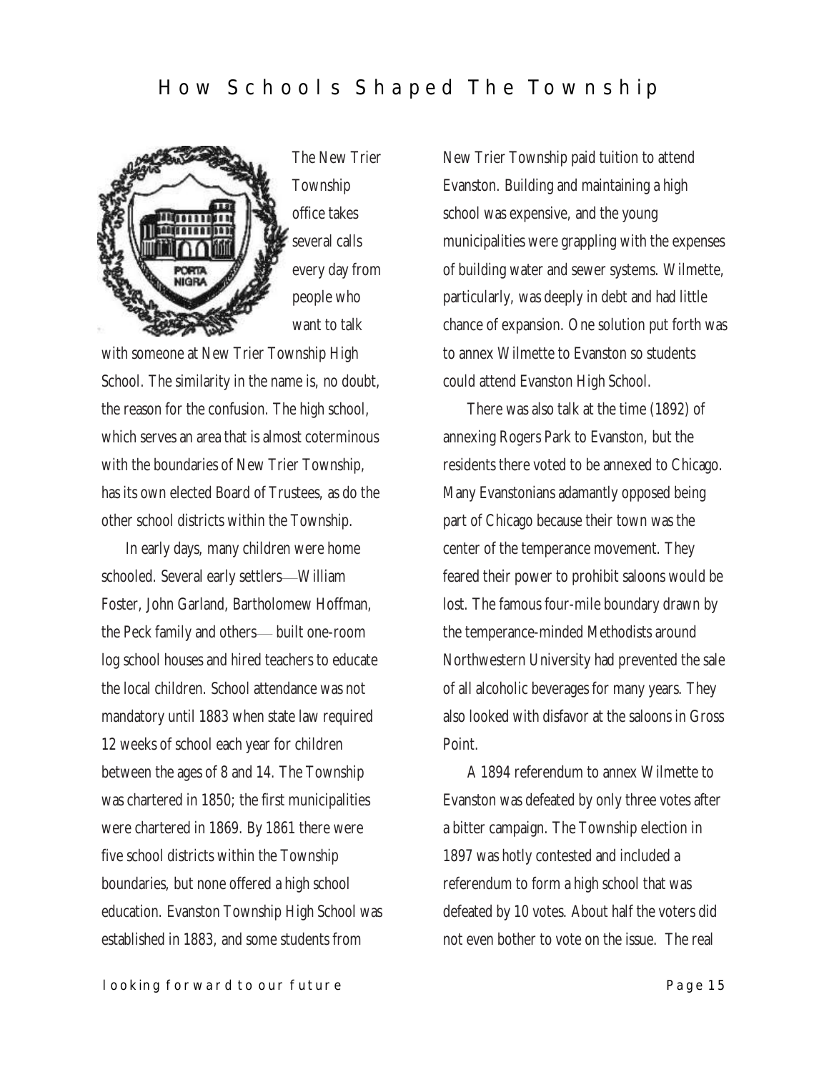# How Schools Shaped The Township

The New Trier Township office takes several calls every day from people who want to talk with someone at New Trier Township High School. The similarity in the name is, no doubt, the reason for the confusion. The high school, which serves an area that is almost coterminous with the boundaries of New Trier Township, has its own elected Board of Trustees, as do the other school districts within the Township.

In early days, many children were home schooled. Several early settlers—William Foster, John Garland, Bartholomew Hoffman, the Peck family and others— built one-room log school houses and hired teachers to educate the local children. School attendance was not mandatory until 1883 when state law required 12 weeks of school each year for children between the ages of 8 and 14. The Township was chartered in 1850; the first municipalities were chartered in 1869. By 1861 there were five school districts within the Township boundaries, but none offered a high school education. Evanston Township High School was established in 1883, and some students from New Trier Township paid tuition to attend Evanston. Building and maintaining a high school was expensive, and the young municipalities were grappling with the expenses of building water and sewer systems. Wilmette, particularly, was deeply in debt and had little chance of expansion. One solution put forth was to annex Wilmette to Evanston so students could attend Evanston High School.

There was also talk at the time (1892) of annexing Rogers Park to Evanston, but the residents there voted to be annexed to Chicago. Many Evanstonians adamantly opposed being part of Chicago because their town was the center of the temperance movement. They feared their power to prohibit saloons would be lost. The famous four-mile boundary drawn by the temperance-minded Methodists around Northwestern University had prevented the sale of all alcoholic beverages for many years. They also looked with disfavor at the saloons in Gross Point.

A 1894 referendum to annex Wilmette to Evanston was defeated by only three votes after a bitter campaign. The Township election in 1897 was hotly contested and included a referendum to form a high school that was defeated by 10 votes. About half the voters did not even bother to vote on the issue. The real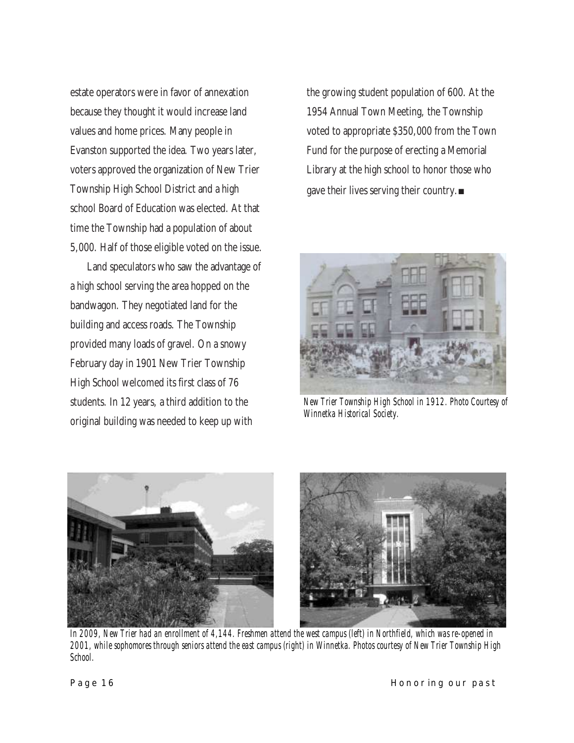estate operators were in favor of annexation because they thought it would increase land values and home prices. Many people in Evanston supported the idea. Two years later, voters approved the organization of New Trier Township High School District and a high school Board of Education was elected. At that time the Township had a population of about 5,000. Half of those eligible voted on the issue.

Land speculators who saw the advantage of a high school serving the area hopped on the bandwagon. They negotiated land for the building and access roads. The Township provided many loads of gravel. On a snowy February day in 1901 New Trier Township High School welcomed its first class of 76 students. In 12 years, a third addition to the original building was needed to keep up with the growing student population of 600. At the 1954 Annual Town Meeting, the Township voted to appropriate $350,000 from the Town Fund for the purpose of erecting a Memorial Library at the high school to honor those who gave their lives serving their country. ■

*New Trier Township High School in 1912. Photo Courtesy of Winnetka Historical Society.*

*In 2009, New Trier had an enrollment of 4,144. Freshmen attend the west campus (left) in Northfield, which was re-opened in 2001, while sophomores through seniors attend the east campus (right) in Winnetka. Photos courtesy of New Trier Township High School.*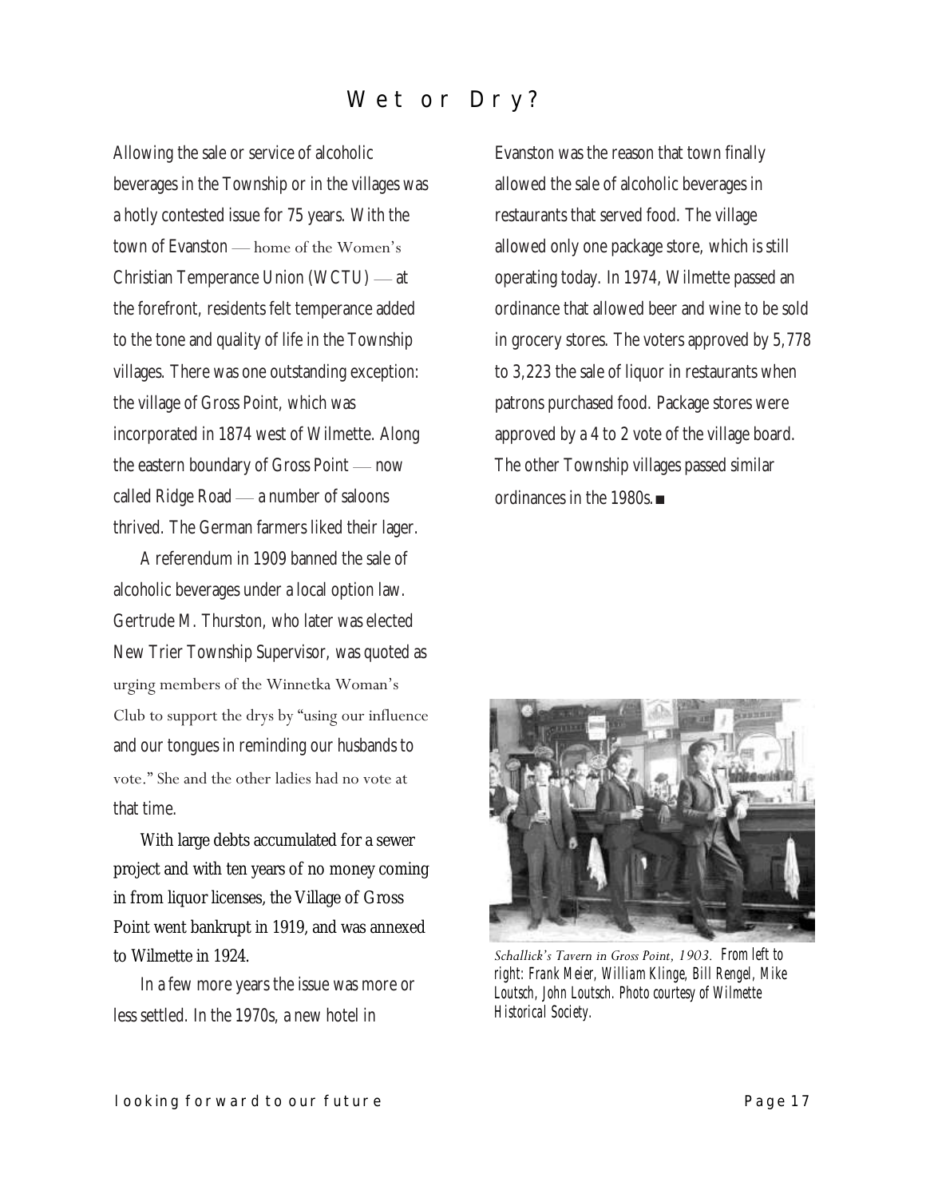# Wet or Dry?

Allowing the sale or service of alcoholic beverages in the Township or in the villages was a hotly contested issue for 75 years. With the town of Evanston — home of the Women's Christian Temperance Union (WCTU) — at the forefront, residents felt temperance added to the tone and quality of life in the Township villages. There was one outstanding exception: the village of Gross Point, which was incorporated in 1874 west of Wilmette. Along the eastern boundary of Gross Point — now called Ridge Road — a number of saloons thrived. The German farmers liked their lager.

A referendum in 1909 banned the sale of alcoholic beverages under a local option law. Gertrude M. Thurston, who later was elected New Trier Township Supervisor, was quoted as urging members of the Winnetka Woman's Club to support the drys by "using our influence and our tongues in reminding our husbands to vote." She and the other ladies had no vote at that time.

With large debts accumulated for a sewer project and with ten years of no money coming in from liquor licenses, the Village of Gross Point went bankrupt in 1919, and was annexed to Wilmette in 1924.

In a few more years the issue was more or less settled. In the 1970s, a new hotel in Evanston was the reason that town finally allowed the sale of alcoholic beverages in restaurants that served food. The village allowed only one package store, which is still operating today. In 1974, Wilmette passed an ordinance that allowed beer and wine to be sold in grocery stores. The voters approved by 5,778 to 3,223 the sale of liquor in restaurants when patrons purchased food. Package stores were approved by a 4 to 2 vote of the village board. The other Township villages passed similar ordinances in the 1980s.■

*Schallick's Tavern in Gross Point, 1903. From left to right: Frank Meier, William Klinge, Bill Rengel, Mike Loutsch, John Loutsch. Photo courtesy of Wilmette Historical Society.*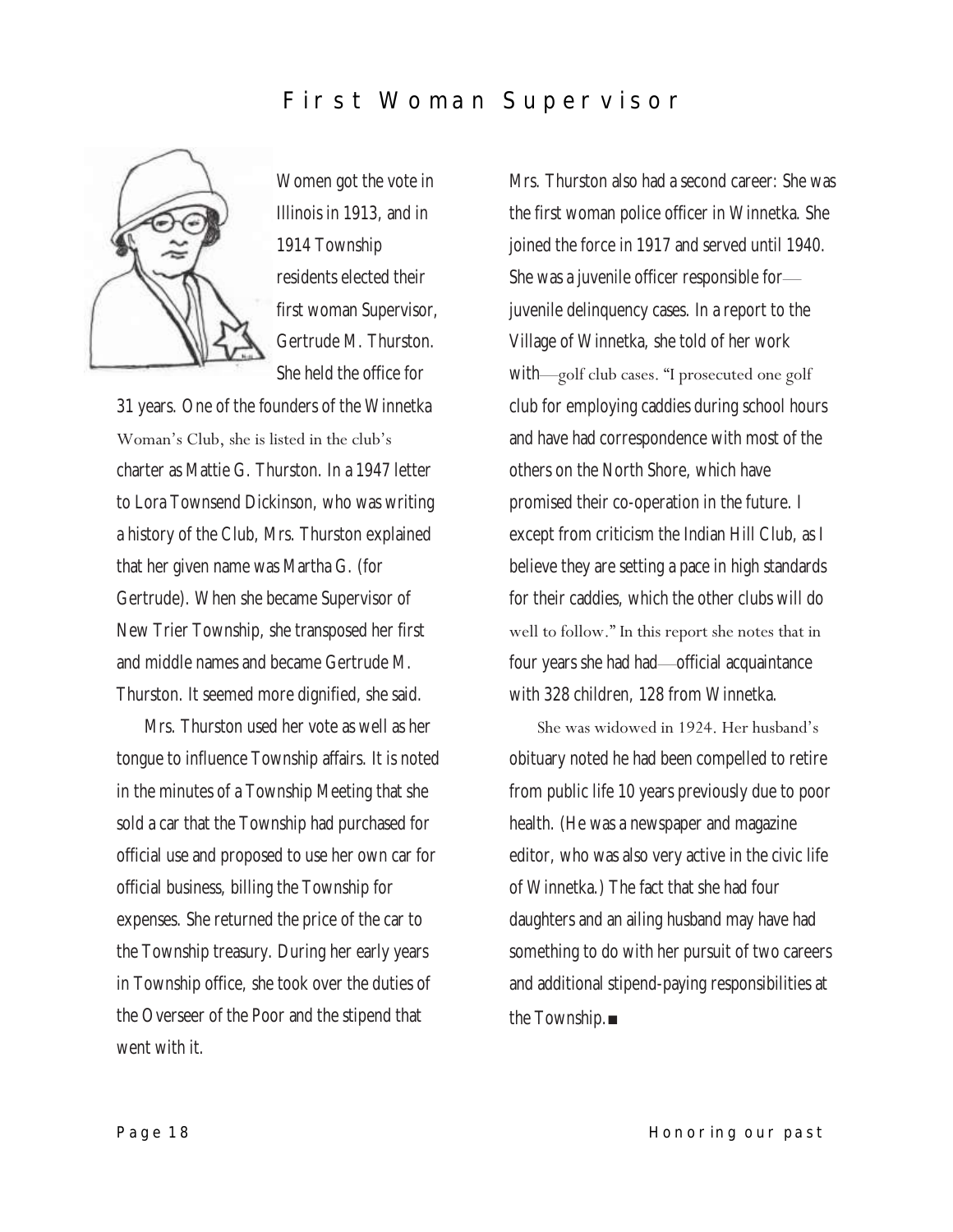# First Woman Supervisor

Women got the vote in Illinois in 1913, and in 1914 Township residents elected their first woman Supervisor, Gertrude M. Thurston. She held the office for 31 years. One of the founders of the Winnetka Woman's Club, she is listed in the club's charter as Mattie G. Thurston. In a 1947 letter to Lora Townsend Dickinson, who was writing a history of the Club, Mrs. Thurston explained that her given name was Martha G. (for Gertrude). When she became Supervisor of New Trier Township, she transposed her first and middle names and became Gertrude M. Thurston. It seemed more dignified, she said.

Mrs. Thurston used her vote as well as her tongue to influence Township affairs. It is noted in the minutes of a Township Meeting that she sold a car that the Township had purchased for official use and proposed to use her own car for official business, billing the Township for expenses. She returned the price of the car to the Township treasury. During her early years in Township office, she took over the duties of the Overseer of the Poor and the stipend that went with it.

Mrs. Thurston also had a second career: She was the first woman police officer in Winnetka. She joined the force in 1917 and served until 1940. She was a juvenile officer responsible for—juvenile delinquency cases. In a report to the Village of Winnetka, she told of her work with—golf club cases. "I prosecuted one golf club for employing caddies during school hours and have had correspondence with most of the others on the North Shore, which have promised their co-operation in the future. I except from criticism the Indian Hill Club, as I believe they are setting a pace in high standards for their caddies, which the other clubs will do well to follow." In this report she notes that in four years she had had—official acquaintance with 328 children, 128 from Winnetka.

She was widowed in 1924. Her husband's obituary noted he had been compelled to retire from public life 10 years previously due to poor health. (He was a newspaper and magazine editor, who was also very active in the civic life of Winnetka.) The fact that she had four daughters and an ailing husband may have had something to do with her pursuit of two careers and additional stipend-paying responsibilities at the Township. ■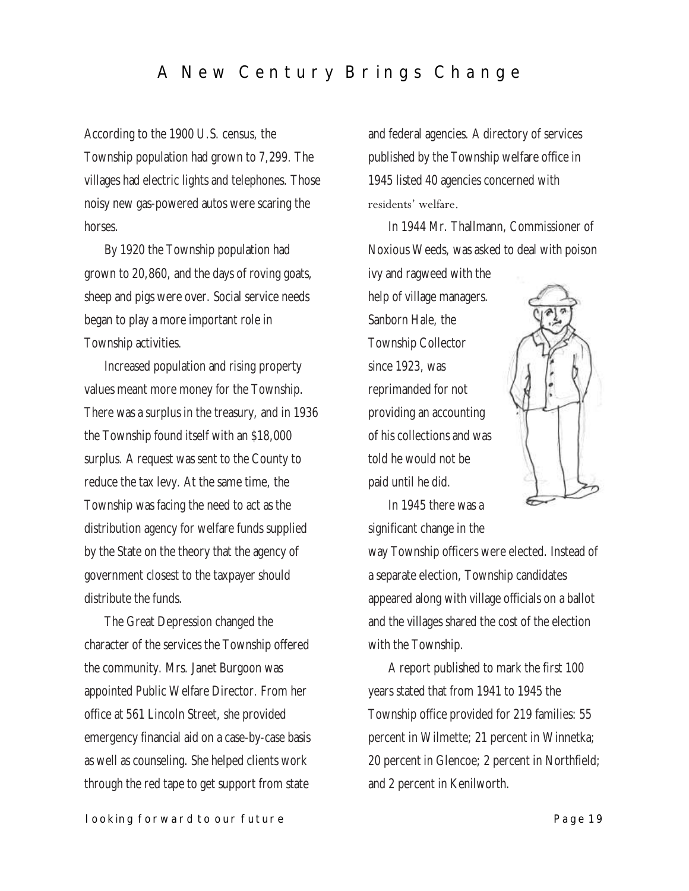# A New Century Brings Change

According to the 1900 U.S. census, the Township population had grown to 7,299. The villages had electric lights and telephones. Those noisy new gas-powered autos were scaring the horses.

By 1920 the Township population had grown to 20,860, and the days of roving goats, sheep and pigs were over. Social service needs began to play a more important role in Township activities.

Increased population and rising property values meant more money for the Township. There was a surplus in the treasury, and in 1936 the Township found itself with an $18,000 surplus. A request was sent to the County to reduce the tax levy. At the same time, the Township was facing the need to act as the distribution agency for welfare funds supplied by the State on the theory that the agency of government closest to the taxpayer should distribute the funds.

The Great Depression changed the character of the services the Township offered the community. Mrs. Janet Burgoon was appointed Public Welfare Director. From her office at 561 Lincoln Street, she provided emergency financial aid on a case-by-case basis as well as counseling. She helped clients work through the red tape to get support from state and federal agencies. A directory of services published by the Township welfare office in 1945 listed 40 agencies concerned with residents' welfare.

In 1944 Mr. Thallmann, Commissioner of Noxious Weeds, was asked to deal with poison ivy and ragweed with the help of village managers. Sanborn Hale, the Township Collector since 1923, was reprimanded for not providing an accounting of his collections and was told he would not be paid until he did.

In 1945 there was a significant change in the way Township officers were elected. Instead of a separate election, Township candidates appeared along with village officials on a ballot and the villages shared the cost of the election with the Township.

A report published to mark the first 100 years stated that from 1941 to 1945 the Township office provided for 219 families: 55 percent in Wilmette; 21 percent in Winnetka; 20 percent in Glencoe; 2 percent in Northfield; and 2 percent in Kenilworth.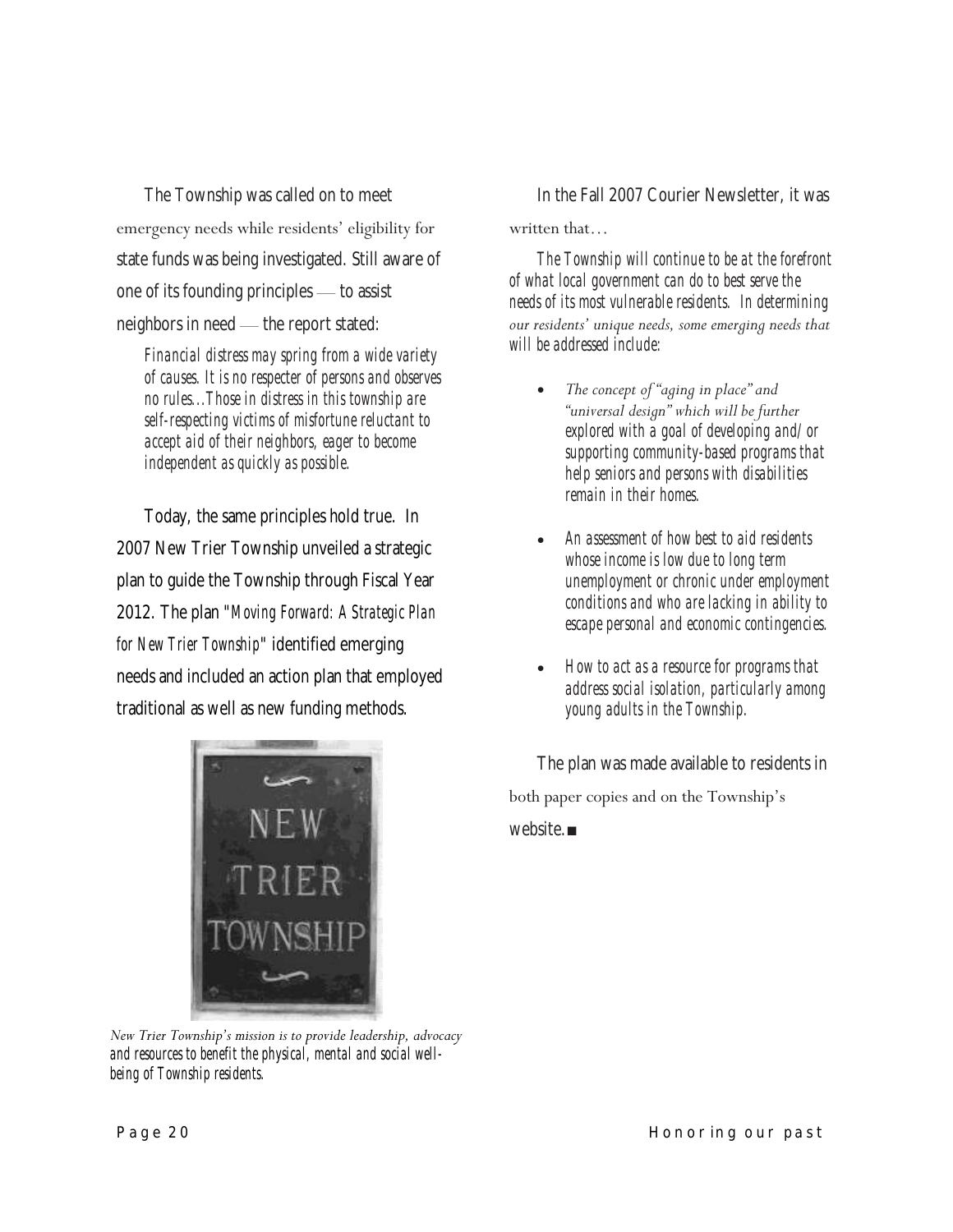The Township was called on to meet emergency needs while residents' eligibility for state funds was being investigated. Still aware of one of its founding principles — to assist neighbors in need — the report stated:

> *Financial distress may spring from a wide variety of causes. It is no respecter of persons and observes no rules…Those in distress in this township are self-respecting victims of misfortune reluctant to accept aid of their neighbors, eager to become independent as quickly as possible.*

Today, the same principles hold true. In 2007 New Trier Township unveiled a strategic plan to guide the Township through Fiscal Year 2012. The plan "*Moving Forward: A Strategic Plan for New Trier Township*" identified emerging needs and included an action plan that employed traditional as well as new funding methods.

*New Trier Township's mission is to provide leadership, advocacy and resources to benefit the physical, mental and social well-being of Township residents.*

In the Fall 2007 Courier Newsletter, it was written that…

> *The Township will continue to be at the forefront of what local government can do to best serve the needs of its most vulnerable residents. In determining our residents' unique needs, some emerging needs that will be addressed include:*

- *The concept of "aging in place" and "universal design" which will be further explored with a goal of developing and/or supporting community-based programs that help seniors and persons with disabilities remain in their homes.*
- *An assessment of how best to aid residents whose income is low due to long term unemployment or chronic under employment conditions and who are lacking in ability to escape personal and economic contingencies.*
- *How to act as a resource for programs that address social isolation, particularly among young adults in the Township.*

The plan was made available to residents in both paper copies and on the Township's website. ■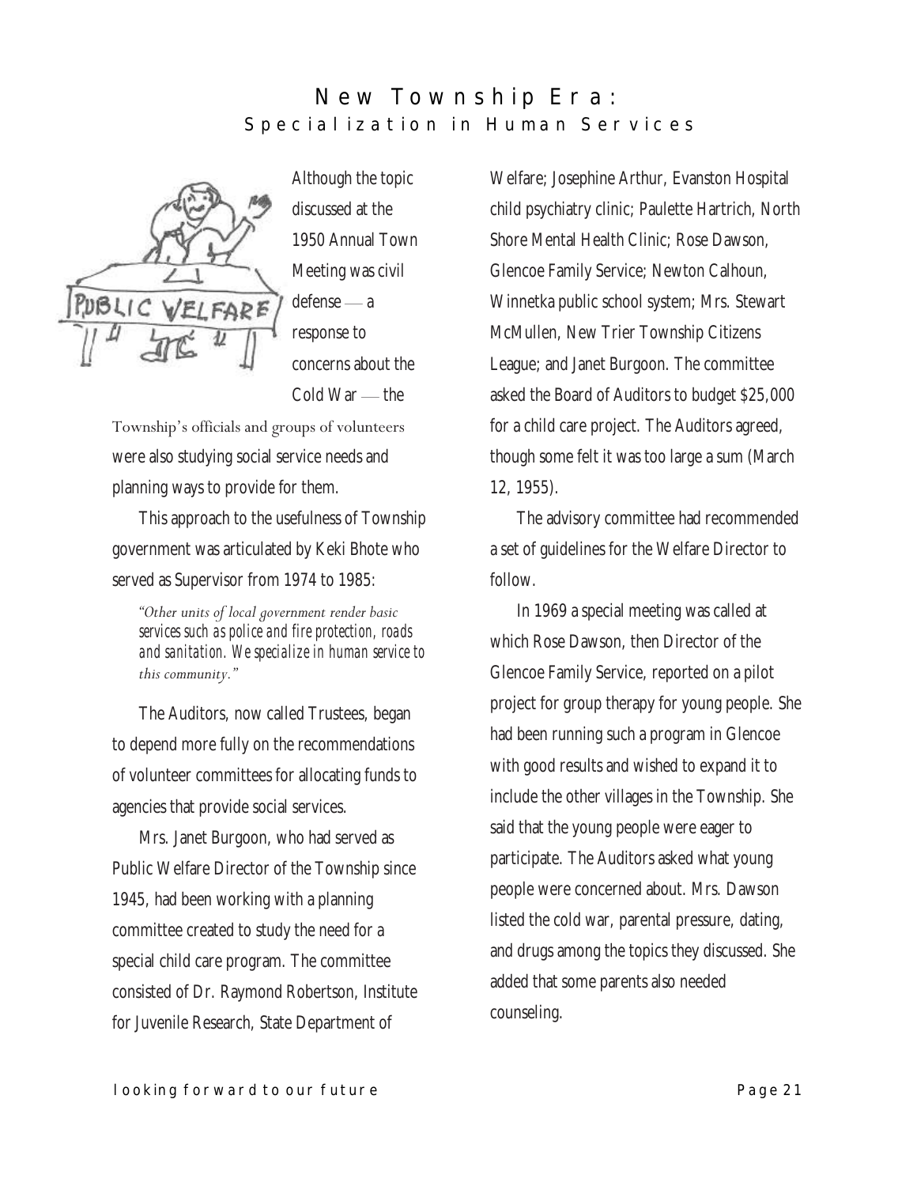# New Township Era:

## Specialization in Human Services

Although the topic discussed at the 1950 Annual Town Meeting was civil defense — a response to concerns about the Cold War — the Township's officials and groups of volunteers were also studying social service needs and planning ways to provide for them.

This approach to the usefulness of Township government was articulated by Keki Bhote who served as Supervisor from 1974 to 1985:

> *"Other units of local government render basic services such as police and fire protection, roads and sanitation. We specialize in human service to this community."*

The Auditors, now called Trustees, began to depend more fully on the recommendations of volunteer committees for allocating funds to agencies that provide social services.

Mrs. Janet Burgoon, who had served as Public Welfare Director of the Township since 1945, had been working with a planning committee created to study the need for a special child care program. The committee consisted of Dr. Raymond Robertson, Institute for Juvenile Research, State Department of Welfare; Josephine Arthur, Evanston Hospital child psychiatry clinic; Paulette Hartrich, North Shore Mental Health Clinic; Rose Dawson, Glencoe Family Service; Newton Calhoun, Winnetka public school system; Mrs. Stewart McMullen, New Trier Township Citizens League; and Janet Burgoon. The committee asked the Board of Auditors to budget $25,000 for a child care project. The Auditors agreed, though some felt it was too large a sum (March 12, 1955).

The advisory committee had recommended a set of guidelines for the Welfare Director to follow.

In 1969 a special meeting was called at which Rose Dawson, then Director of the Glencoe Family Service, reported on a pilot project for group therapy for young people. She had been running such a program in Glencoe with good results and wished to expand it to include the other villages in the Township. She said that the young people were eager to participate. The Auditors asked what young people were concerned about. Mrs. Dawson listed the cold war, parental pressure, dating, and drugs among the topics they discussed. She added that some parents also needed counseling.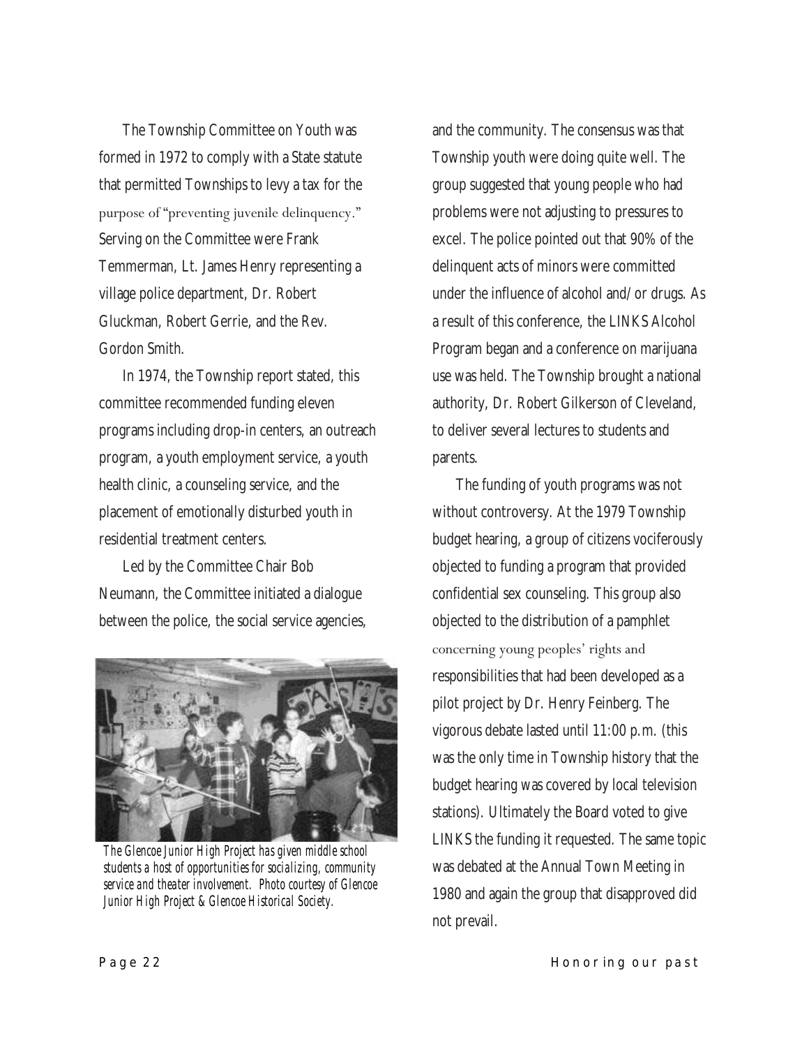The Township Committee on Youth was formed in 1972 to comply with a State statute that permitted Townships to levy a tax for the purpose of "preventing juvenile delinquency." Serving on the Committee were Frank Temmerman, Lt. James Henry representing a village police department, Dr. Robert Gluckman, Robert Gerrie, and the Rev. Gordon Smith.

In 1974, the Township report stated, this committee recommended funding eleven programs including drop-in centers, an outreach program, a youth employment service, a youth health clinic, a counseling service, and the placement of emotionally disturbed youth in residential treatment centers.

Led by the Committee Chair Bob Neumann, the Committee initiated a dialogue between the police, the social service agencies, and the community. The consensus was that Township youth were doing quite well. The group suggested that young people who had problems were not adjusting to pressures to excel. The police pointed out that 90% of the delinquent acts of minors were committed under the influence of alcohol and/or drugs. As a result of this conference, the LINKS Alcohol Program began and a conference on marijuana use was held. The Township brought a national authority, Dr. Robert Gilkerson of Cleveland, to deliver several lectures to students and parents.

*The Glencoe Junior High Project has given middle school students a host of opportunities for socializing, community service and theater involvement. Photo courtesy of Glencoe Junior High Project & Glencoe Historical Society.*

The funding of youth programs was not without controversy. At the 1979 Township budget hearing, a group of citizens vociferously objected to funding a program that provided confidential sex counseling. This group also objected to the distribution of a pamphlet concerning young peoples' rights and responsibilities that had been developed as a pilot project by Dr. Henry Feinberg. The vigorous debate lasted until 11:00 p.m. (this was the only time in Township history that the budget hearing was covered by local television stations). Ultimately the Board voted to give LINKS the funding it requested. The same topic was debated at the Annual Town Meeting in 1980 and again the group that disapproved did not prevail.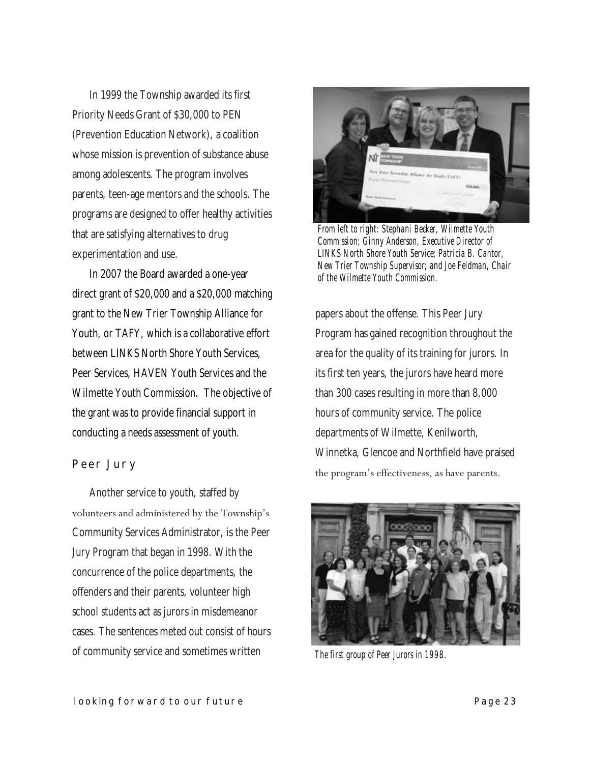In 1999 the Township awarded its first Priority Needs Grant of $30,000 to PEN (Prevention Education Network), a coalition whose mission is prevention of substance abuse among adolescents. The program involves parents, teen-age mentors and the schools. The programs are designed to offer healthy activities that are satisfying alternatives to drug experimentation and use.

In 2007 the Board awarded a one-year direct grant of $20,000 and a $20,000 matching grant to the New Trier Township Alliance for Youth, or TAFY, which is a collaborative effort between LINKS North Shore Youth Services, Peer Services, HAVEN Youth Services and the Wilmette Youth Commission. The objective of the grant was to provide financial support in conducting a needs assessment of youth.

*From left to right: Stephani Becker, Wilmette Youth Commission; Ginny Anderson, Executive Director of LINKS North Shore Youth Service; Patricia B. Cantor, New Trier Township Supervisor; and Joe Feldman, Chair of the Wilmette Youth Commission.*

## Peer Jury

Another service to youth, staffed by volunteers and administered by the Township's Community Services Administrator, is the Peer Jury Program that began in 1998. With the concurrence of the police departments, the offenders and their parents, volunteer high school students act as jurors in misdemeanor cases. The sentences meted out consist of hours of community service and sometimes written papers about the offense. This Peer Jury Program has gained recognition throughout the area for the quality of its training for jurors. In its first ten years, the jurors have heard more than 300 cases resulting in more than 8,000 hours of community service. The police departments of Wilmette, Kenilworth, Winnetka, Glencoe and Northfield have praised the program's effectiveness, as have parents.

*The first group of Peer Jurors in 1998.*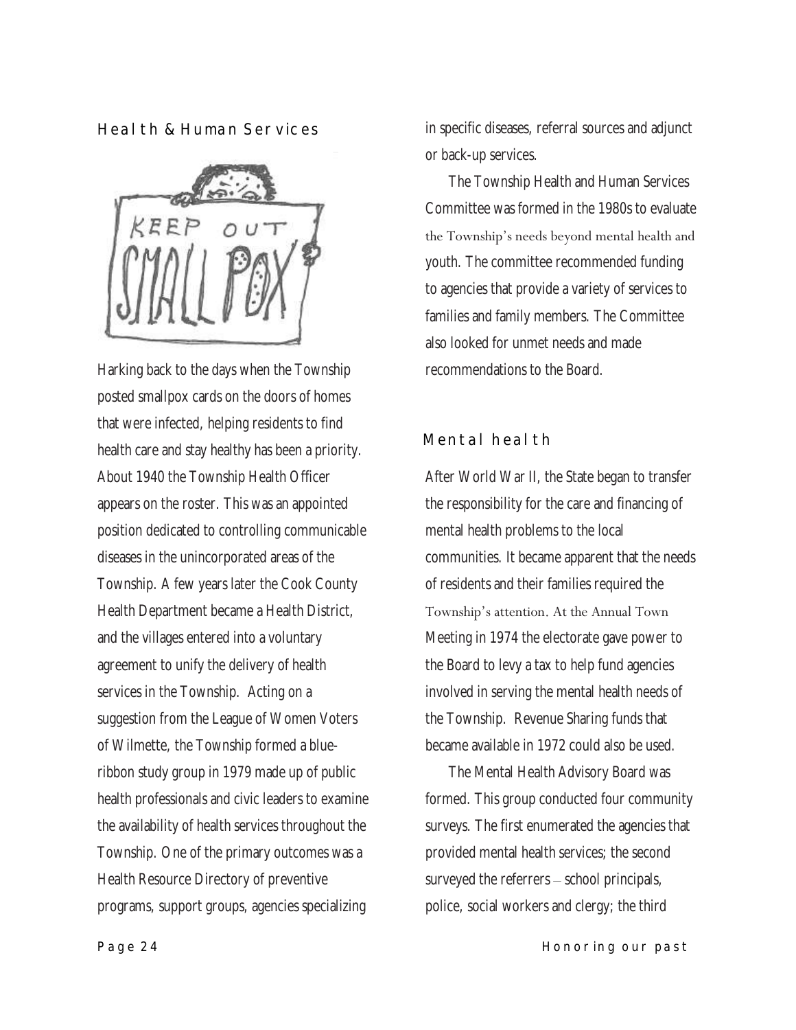## Health & Human Services

Harking back to the days when the Township posted smallpox cards on the doors of homes that were infected, helping residents to find health care and stay healthy has been a priority. About 1940 the Township Health Officer appears on the roster. This was an appointed position dedicated to controlling communicable diseases in the unincorporated areas of the Township. A few years later the Cook County Health Department became a Health District, and the villages entered into a voluntary agreement to unify the delivery of health services in the Township. Acting on a suggestion from the League of Women Voters of Wilmette, the Township formed a blue-ribbon study group in 1979 made up of public health professionals and civic leaders to examine the availability of health services throughout the Township. One of the primary outcomes was a Health Resource Directory of preventive programs, support groups, agencies specializing in specific diseases, referral sources and adjunct or back-up services.

The Township Health and Human Services Committee was formed in the 1980s to evaluate the Township's needs beyond mental health and youth. The committee recommended funding to agencies that provide a variety of services to families and family members. The Committee also looked for unmet needs and made recommendations to the Board.

## Mental health

After World War II, the State began to transfer the responsibility for the care and financing of mental health problems to the local communities. It became apparent that the needs of residents and their families required the Township's attention. At the Annual Town Meeting in 1974 the electorate gave power to the Board to levy a tax to help fund agencies involved in serving the mental health needs of the Township. Revenue Sharing funds that became available in 1972 could also be used.

The Mental Health Advisory Board was formed. This group conducted four community surveys. The first enumerated the agencies that provided mental health services; the second surveyed the referrers – school principals, police, social workers and clergy; the third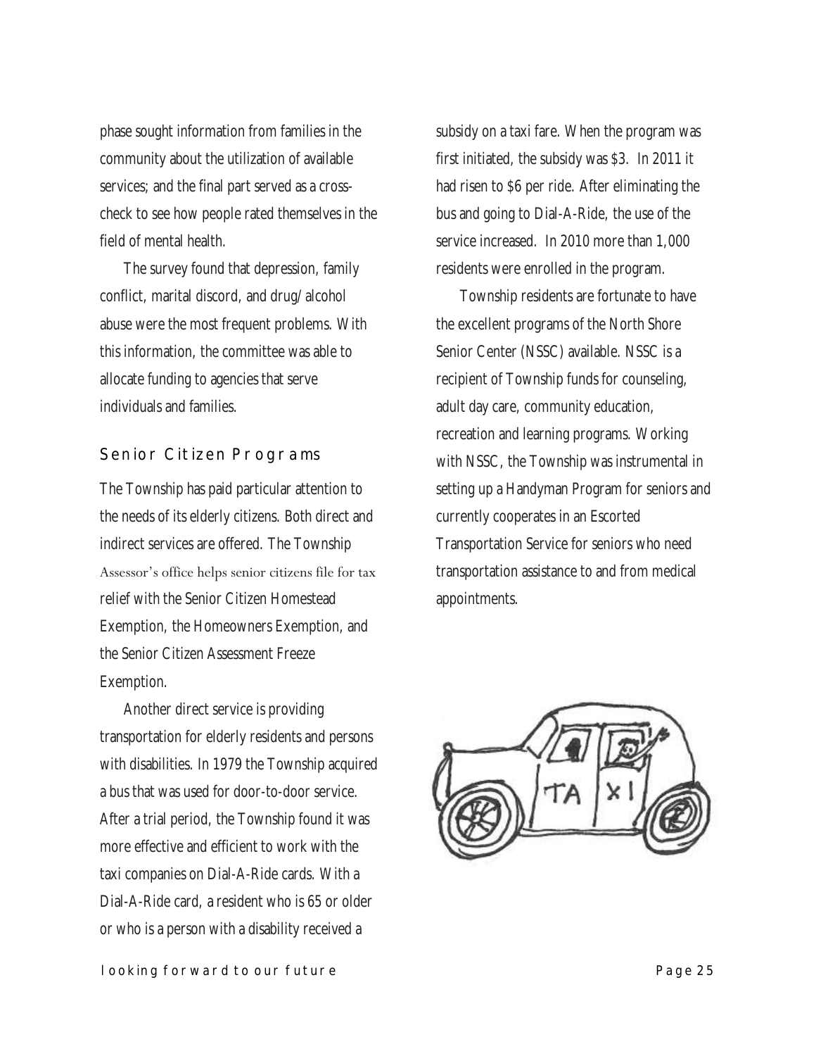phase sought information from families in the community about the utilization of available services; and the final part served as a cross-check to see how people rated themselves in the field of mental health.

The survey found that depression, family conflict, marital discord, and drug/alcohol abuse were the most frequent problems. With this information, the committee was able to allocate funding to agencies that serve individuals and families.

## Senior Citizen Programs

The Township has paid particular attention to the needs of its elderly citizens. Both direct and indirect services are offered. The Township Assessor's office helps senior citizens file for tax relief with the Senior Citizen Homestead Exemption, the Homeowners Exemption, and the Senior Citizen Assessment Freeze Exemption.

Another direct service is providing transportation for elderly residents and persons with disabilities. In 1979 the Township acquired a bus that was used for door-to-door service. After a trial period, the Township found it was more effective and efficient to work with the taxi companies on Dial-A-Ride cards. With a Dial-A-Ride card, a resident who is 65 or older or who is a person with a disability received a subsidy on a taxi fare. When the program was first initiated, the subsidy was $3. In 2011 it had risen to $6 per ride. After eliminating the bus and going to Dial-A-Ride, the use of the service increased. In 2010 more than 1,000 residents were enrolled in the program.

Township residents are fortunate to have the excellent programs of the North Shore Senior Center (NSSC) available. NSSC is a recipient of Township funds for counseling, adult day care, community education, recreation and learning programs. Working with NSSC, the Township was instrumental in setting up a Handyman Program for seniors and currently cooperates in an Escorted Transportation Service for seniors who need transportation assistance to and from medical appointments.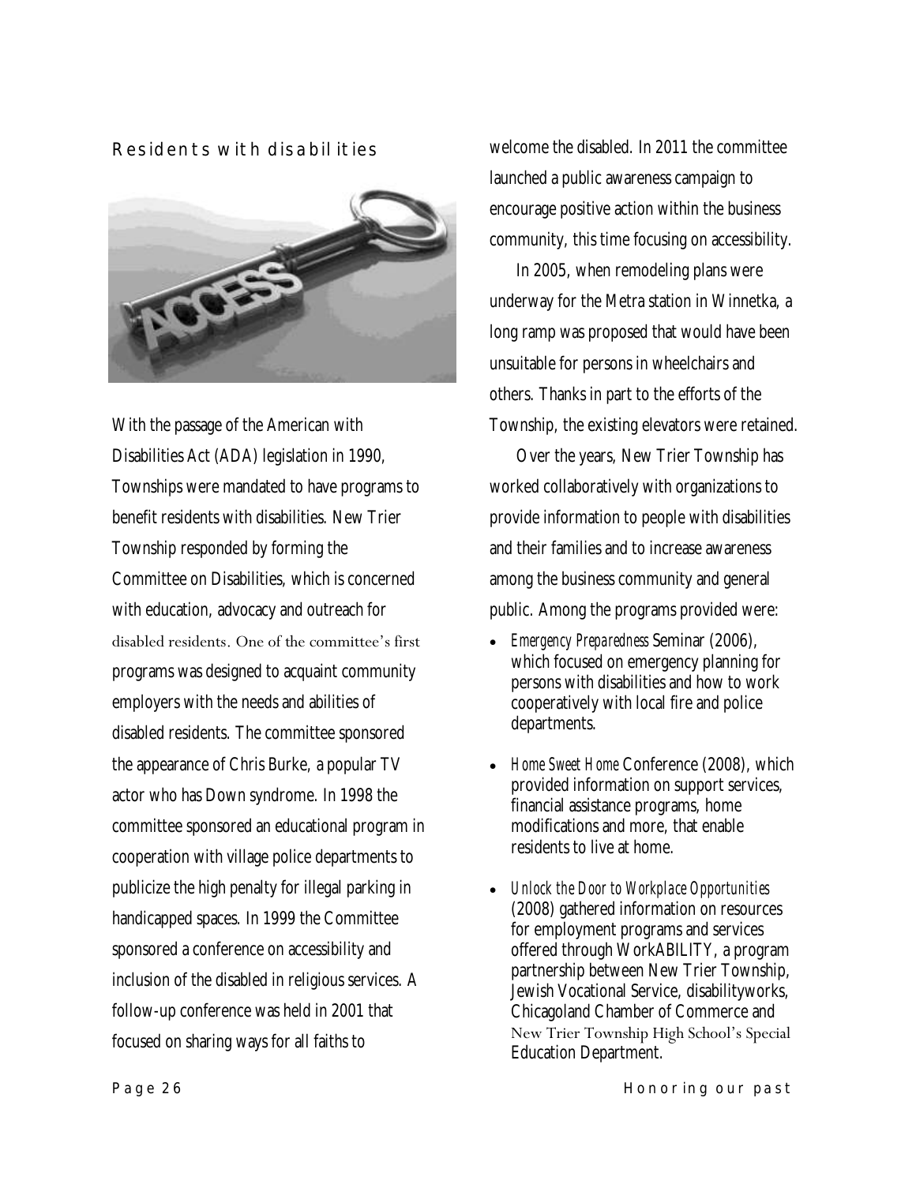## Residents with disabilities

With the passage of the American with Disabilities Act (ADA) legislation in 1990, Townships were mandated to have programs to benefit residents with disabilities. New Trier Township responded by forming the Committee on Disabilities, which is concerned with education, advocacy and outreach for disabled residents. One of the committee's first programs was designed to acquaint community employers with the needs and abilities of disabled residents. The committee sponsored the appearance of Chris Burke, a popular TV actor who has Down syndrome. In 1998 the committee sponsored an educational program in cooperation with village police departments to publicize the high penalty for illegal parking in handicapped spaces. In 1999 the Committee sponsored a conference on accessibility and inclusion of the disabled in religious services. A follow-up conference was held in 2001 that focused on sharing ways for all faiths to welcome the disabled. In 2011 the committee launched a public awareness campaign to encourage positive action within the business community, this time focusing on accessibility.

In 2005, when remodeling plans were underway for the Metra station in Winnetka, a long ramp was proposed that would have been unsuitable for persons in wheelchairs and others. Thanks in part to the efforts of the Township, the existing elevators were retained.

Over the years, New Trier Township has worked collaboratively with organizations to provide information to people with disabilities and their families and to increase awareness among the business community and general public. Among the programs provided were:

- *Emergency Preparedness* Seminar (2006), which focused on emergency planning for persons with disabilities and how to work cooperatively with local fire and police departments.
- *Home Sweet Home* Conference (2008), which provided information on support services, financial assistance programs, home modifications and more, that enable residents to live at home.
- *Unlock the Door to Workplace Opportunities* (2008) gathered information on resources for employment programs and services offered through WorkABILITY, a program partnership between New Trier Township, Jewish Vocational Service, disabilityworks, Chicagoland Chamber of Commerce and New Trier Township High School's Special Education Department.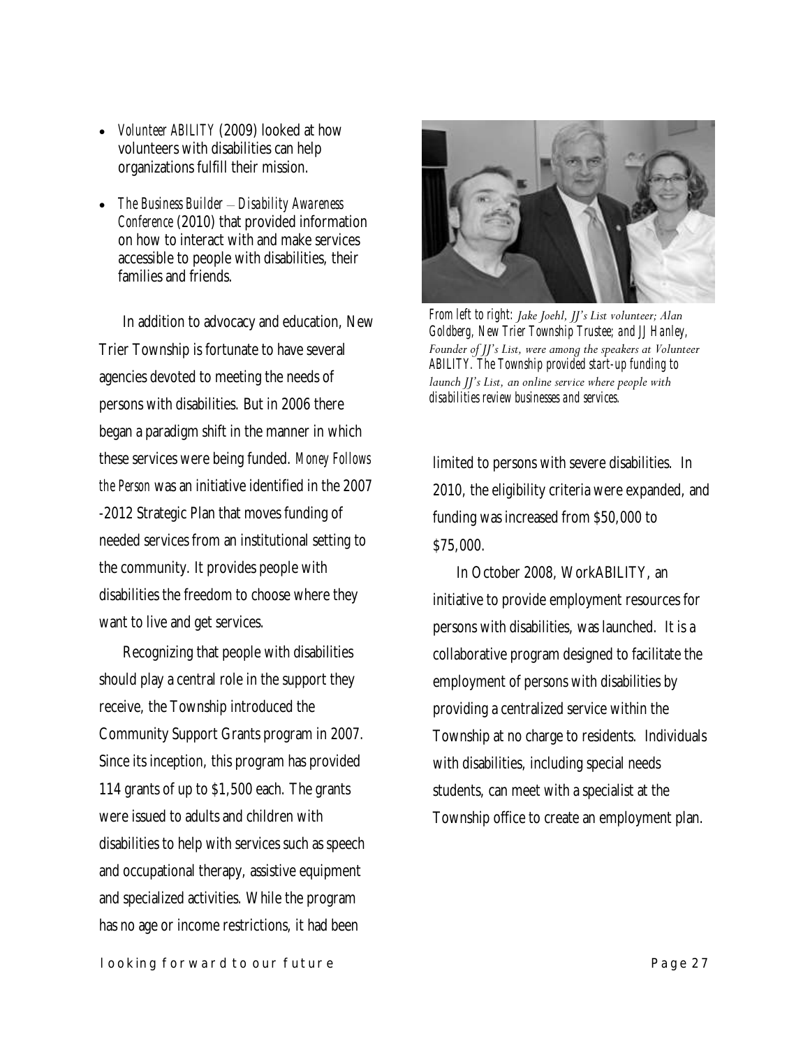- *Volunteer ABILITY* (2009) looked at how volunteers with disabilities can help organizations fulfill their mission.
- *The Business Builder – Disability Awareness Conference* (2010) that provided information on how to interact with and make services accessible to people with disabilities, their families and friends.

In addition to advocacy and education, New Trier Township is fortunate to have several agencies devoted to meeting the needs of persons with disabilities. But in 2006 there began a paradigm shift in the manner in which these services were being funded. *Money Follows the Person* was an initiative identified in the 2007-2012 Strategic Plan that moves funding of needed services from an institutional setting to the community. It provides people with disabilities the freedom to choose where they want to live and get services.

Recognizing that people with disabilities should play a central role in the support they receive, the Township introduced the Community Support Grants program in 2007. Since its inception, this program has provided 114 grants of up to $1,500 each. The grants were issued to adults and children with disabilities to help with services such as speech and occupational therapy, assistive equipment and specialized activities. While the program has no age or income restrictions, it had been limited to persons with severe disabilities. In 2010, the eligibility criteria were expanded, and funding was increased from $50,000 to $75,000.

*From left to right: Jake Joehl, JJ's List volunteer; Alan Goldberg, New Trier Township Trustee; and JJ Hanley, Founder of JJ's List, were among the speakers at Volunteer ABILITY. The Township provided start-up funding to launch JJ's List, an online service where people with disabilities review businesses and services.*

In October 2008, WorkABILITY, an initiative to provide employment resources for persons with disabilities, was launched. It is a collaborative program designed to facilitate the employment of persons with disabilities by providing a centralized service within the Township at no charge to residents. Individuals with disabilities, including special needs students, can meet with a specialist at the Township office to create an employment plan.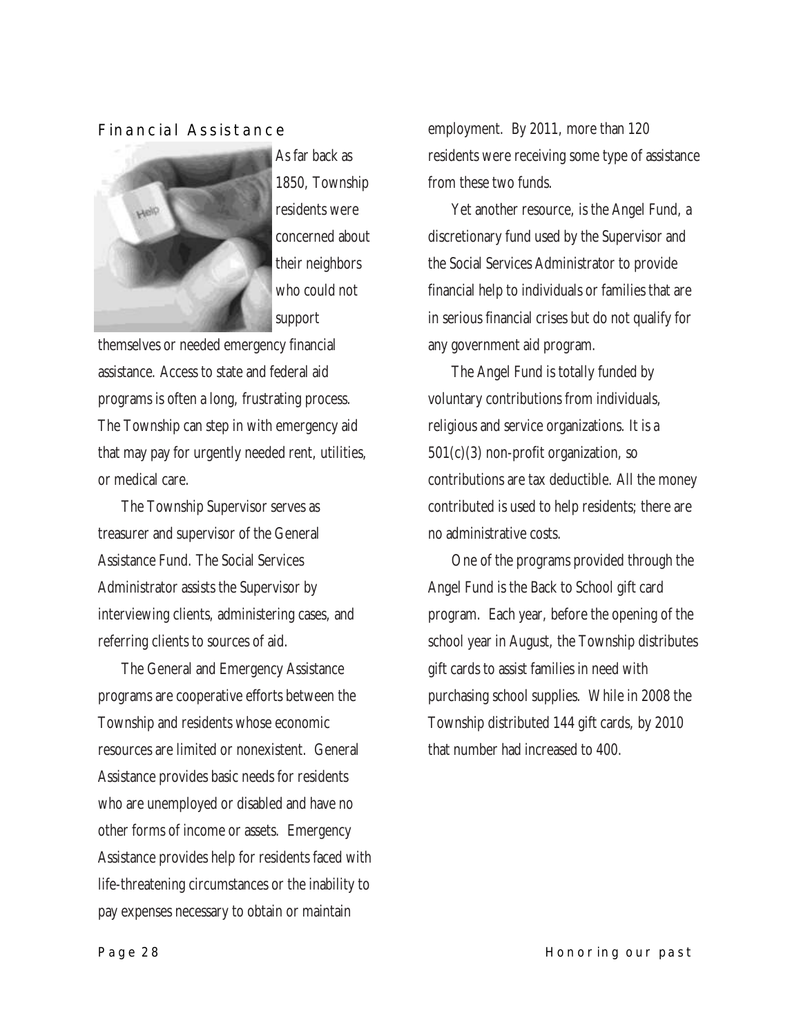## Financial Assistance

As far back as 1850, Township residents were concerned about their neighbors who could not support themselves or needed emergency financial assistance. Access to state and federal aid programs is often a long, frustrating process. The Township can step in with emergency aid that may pay for urgently needed rent, utilities, or medical care.

The Township Supervisor serves as treasurer and supervisor of the General Assistance Fund. The Social Services Administrator assists the Supervisor by interviewing clients, administering cases, and referring clients to sources of aid.

The General and Emergency Assistance programs are cooperative efforts between the Township and residents whose economic resources are limited or nonexistent. General Assistance provides basic needs for residents who are unemployed or disabled and have no other forms of income or assets. Emergency Assistance provides help for residents faced with life-threatening circumstances or the inability to pay expenses necessary to obtain or maintain employment. By 2011, more than 120 residents were receiving some type of assistance from these two funds.

Yet another resource, is the Angel Fund, a discretionary fund used by the Supervisor and the Social Services Administrator to provide financial help to individuals or families that are in serious financial crises but do not qualify for any government aid program.

The Angel Fund is totally funded by voluntary contributions from individuals, religious and service organizations. It is a 501(c)(3) non-profit organization, so contributions are tax deductible. All the money contributed is used to help residents; there are no administrative costs.

One of the programs provided through the Angel Fund is the Back to School gift card program. Each year, before the opening of the school year in August, the Township distributes gift cards to assist families in need with purchasing school supplies. While in 2008 the Township distributed 144 gift cards, by 2010 that number had increased to 400.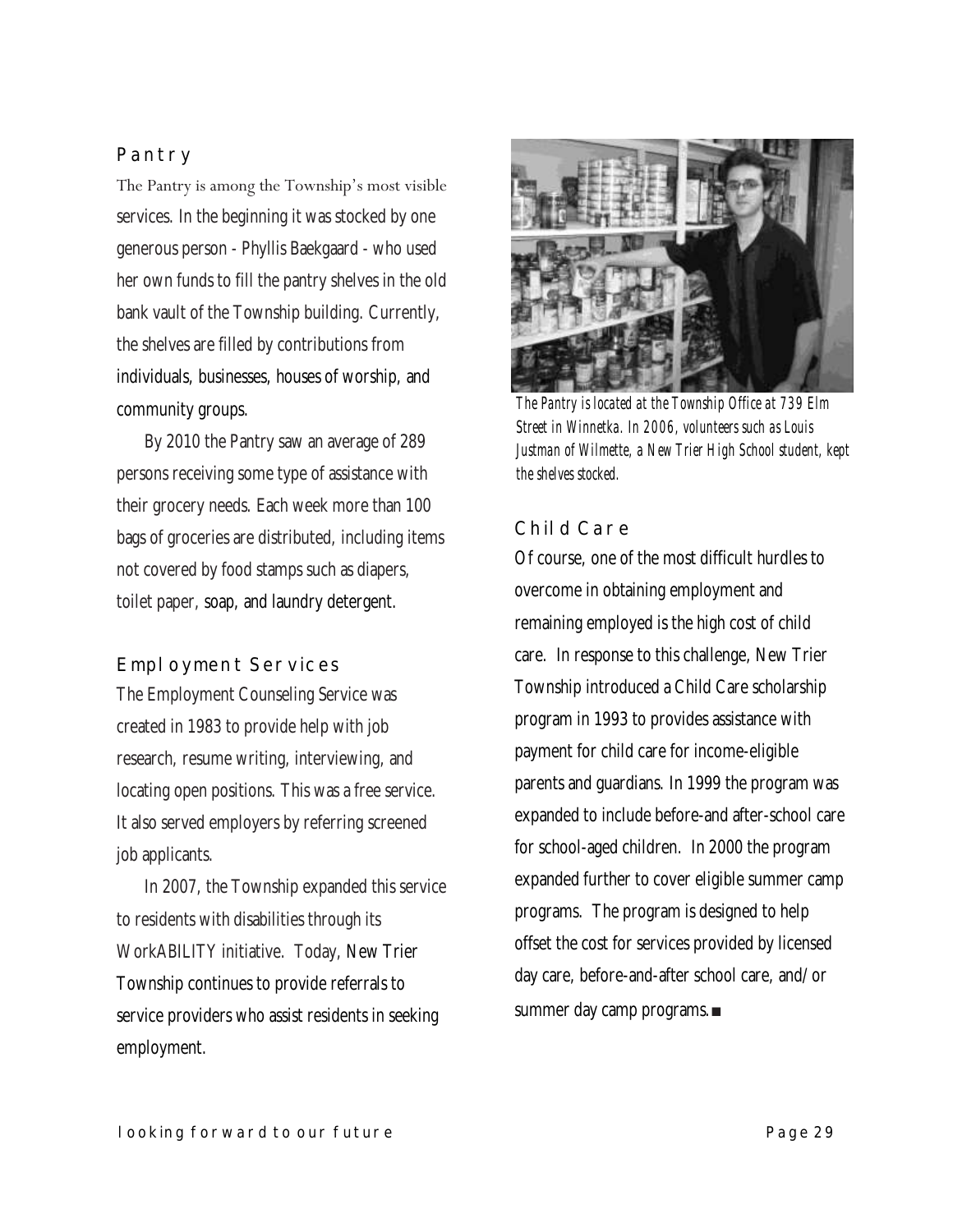## Pantry

The Pantry is among the Township's most visible services. In the beginning it was stocked by one generous person - Phyllis Baekgaard - who used her own funds to fill the pantry shelves in the old bank vault of the Township building. Currently, the shelves are filled by contributions from individuals, businesses, houses of worship, and community groups.

By 2010 the Pantry saw an average of 289 persons receiving some type of assistance with their grocery needs. Each week more than 100 bags of groceries are distributed, including items not covered by food stamps such as diapers, toilet paper, soap, and laundry detergent.

*The Pantry is located at the Township Office at 739 Elm Street in Winnetka. In 2006, volunteers such as Louis Justman of Wilmette, a New Trier High School student, kept the shelves stocked.*

## Employment Services

The Employment Counseling Service was created in 1983 to provide help with job research, resume writing, interviewing, and locating open positions. This was a free service. It also served employers by referring screened job applicants.

In 2007, the Township expanded this service to residents with disabilities through its WorkABILITY initiative. Today, New Trier Township continues to provide referrals to service providers who assist residents in seeking employment.

## Child Care

Of course, one of the most difficult hurdles to overcome in obtaining employment and remaining employed is the high cost of child care. In response to this challenge, New Trier Township introduced a Child Care scholarship program in 1993 to provides assistance with payment for child care for income-eligible parents and guardians. In 1999 the program was expanded to include before-and after-school care for school-aged children. In 2000 the program expanded further to cover eligible summer camp programs. The program is designed to help offset the cost for services provided by licensed day care, before-and-after school care, and/or summer day camp programs.■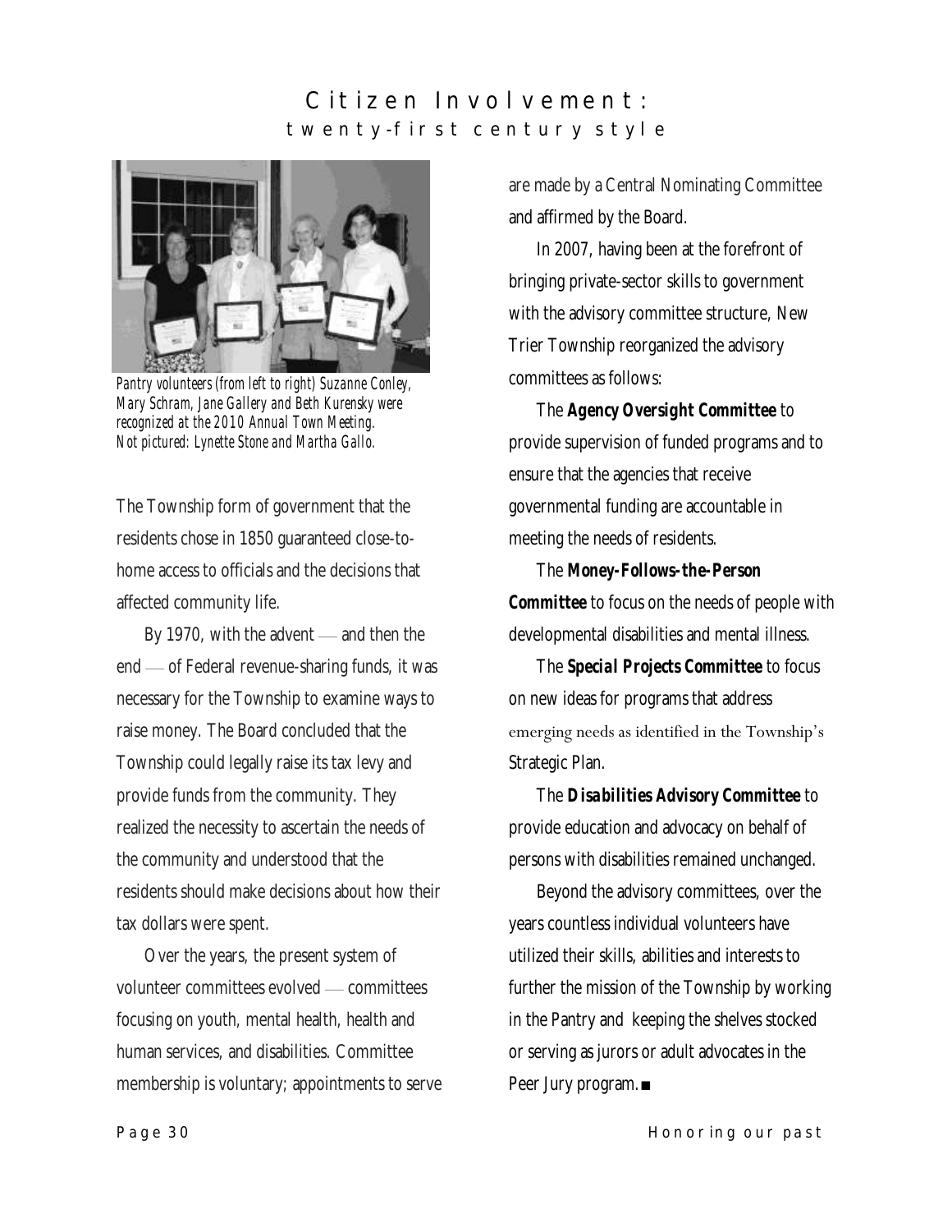# Citizen Involvement:
## twenty-first century style

*Pantry volunteers (from left to right) Suzanne Conley, Mary Schram, Jane Gallery and Beth Kurensky were recognized at the 2010 Annual Town Meeting. Not pictured: Lynette Stone and Martha Gallo.*

The Township form of government that the residents chose in 1850 guaranteed close-to-home access to officials and the decisions that affected community life.

By 1970, with the advent — and then the end — of Federal revenue-sharing funds, it was necessary for the Township to examine ways to raise money. The Board concluded that the Township could legally raise its tax levy and provide funds from the community. They realized the necessity to ascertain the needs of the community and understood that the residents should make decisions about how their tax dollars were spent.

Over the years, the present system of volunteer committees evolved — committees focusing on youth, mental health, health and human services, and disabilities. Committee membership is voluntary; appointments to serve are made by a Central Nominating Committee and affirmed by the Board.

In 2007, having been at the forefront of bringing private-sector skills to government with the advisory committee structure, New Trier Township reorganized the advisory committees as follows:

The ***Agency Oversight Committee*** to provide supervision of funded programs and to ensure that the agencies that receive governmental funding are accountable in meeting the needs of residents.

The ***Money-Follows-the-Person Committee*** to focus on the needs of people with developmental disabilities and mental illness.

The ***Special Projects Committee*** to focus on new ideas for programs that address emerging needs as identified in the Township's Strategic Plan.

The ***Disabilities Advisory Committee*** to provide education and advocacy on behalf of persons with disabilities remained unchanged.

Beyond the advisory committees, over the years countless individual volunteers have utilized their skills, abilities and interests to further the mission of the Township by working in the Pantry and keeping the shelves stocked or serving as jurors or adult advocates in the Peer Jury program. ■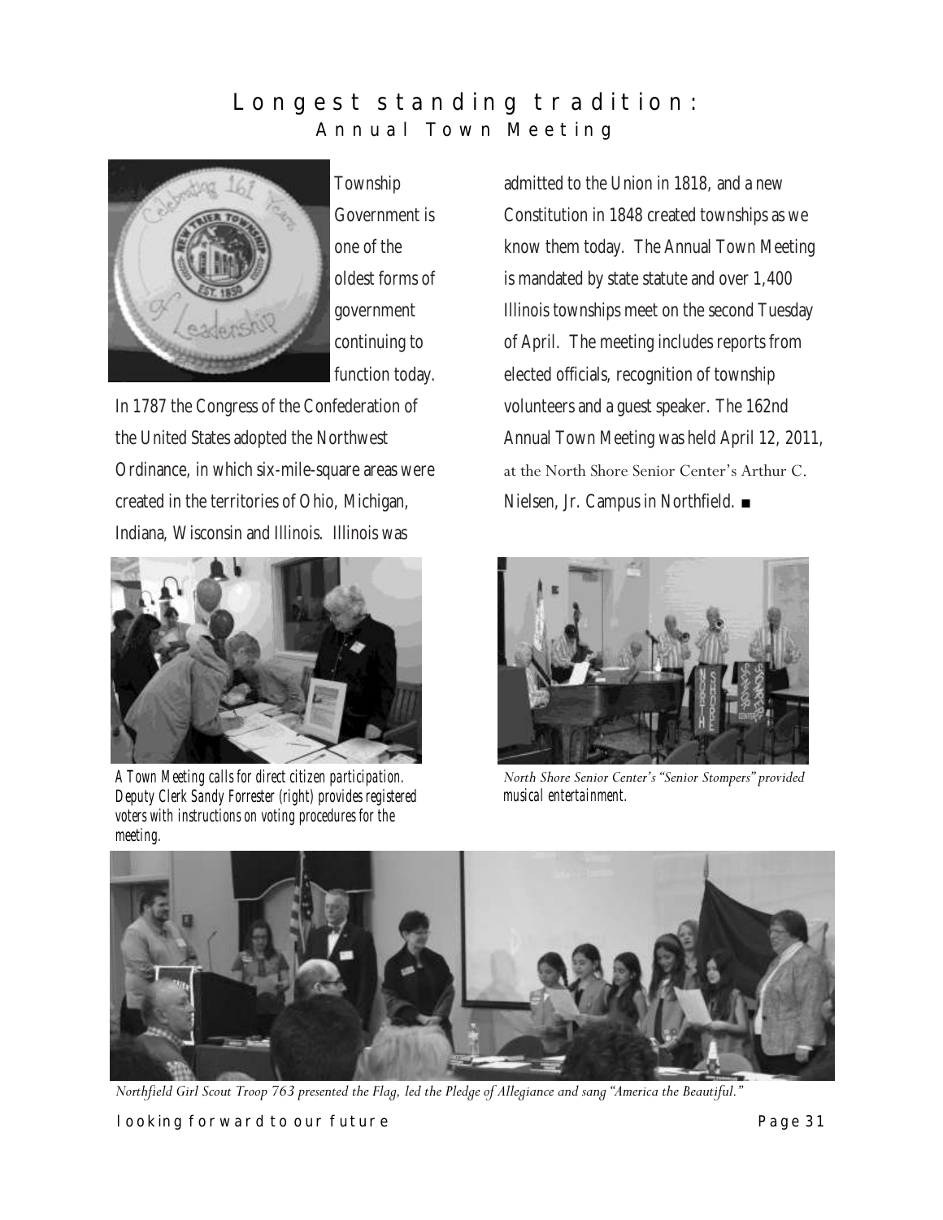# Longest standing tradition:

## Annual Town Meeting

Township Government is one of the oldest forms of government continuing to function today. In 1787 the Congress of the Confederation of the United States adopted the Northwest Ordinance, in which six-mile-square areas were created in the territories of Ohio, Michigan, Indiana, Wisconsin and Illinois. Illinois was admitted to the Union in 1818, and a new Constitution in 1848 created townships as we know them today. The Annual Town Meeting is mandated by state statute and over 1,400 Illinois townships meet on the second Tuesday of April. The meeting includes reports from elected officials, recognition of township volunteers and a guest speaker. The 162nd Annual Town Meeting was held April 12, 2011, at the North Shore Senior Center's Arthur C. Nielsen, Jr. Campus in Northfield. ■

*A Town Meeting calls for direct citizen participation. Deputy Clerk Sandy Forrester (right) provides registered voters with instructions on voting procedures for the meeting.*

*North Shore Senior Center's "Senior Stompers" provided musical entertainment.*

*Northfield Girl Scout Troop 763 presented the Flag, led the Pledge of Allegiance and sang "America the Beautiful."*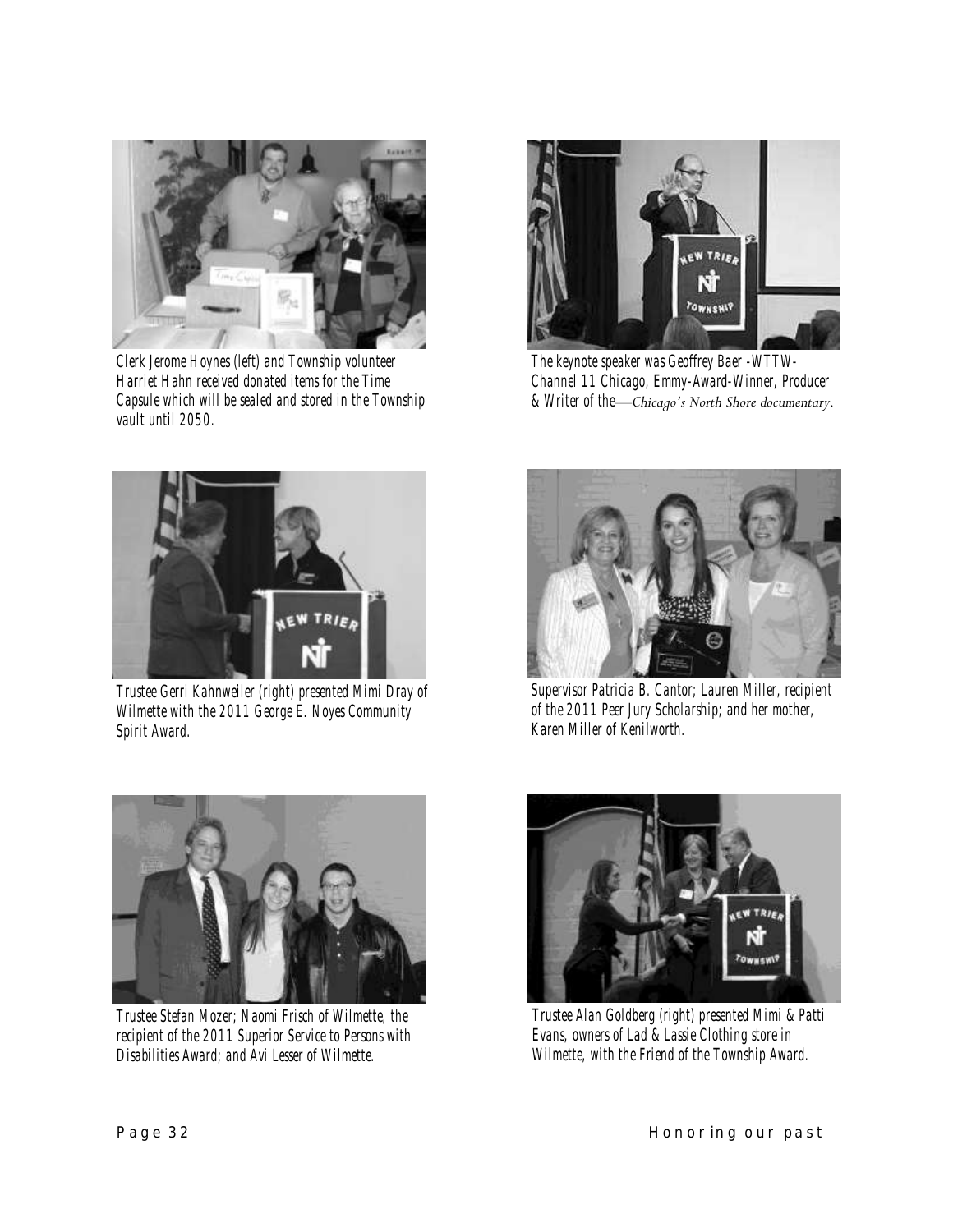Clerk Jerome Hoynes (left) and Township volunteer Harriet Hahn received donated items for the Time Capsule which will be sealed and stored in the Township vault until 2050.

The keynote speaker was Geoffrey Baer -WTTW-Channel 11 Chicago, Emmy-Award-Winner, Producer & Writer of the—*Chicago's North Shore documentary*.

Trustee Gerri Kahnweiler (right) presented Mimi Dray of Wilmette with the 2011 George E. Noyes Community Spirit Award.

Supervisor Patricia B. Cantor; Lauren Miller, recipient of the 2011 Peer Jury Scholarship; and her mother, Karen Miller of Kenilworth.

Trustee Stefan Mozer; Naomi Frisch of Wilmette, the recipient of the 2011 Superior Service to Persons with Disabilities Award; and Avi Lesser of Wilmette.

Trustee Alan Goldberg (right) presented Mimi & Patti Evans, owners of Lad & Lassie Clothing store in Wilmette, with the Friend of the Township Award.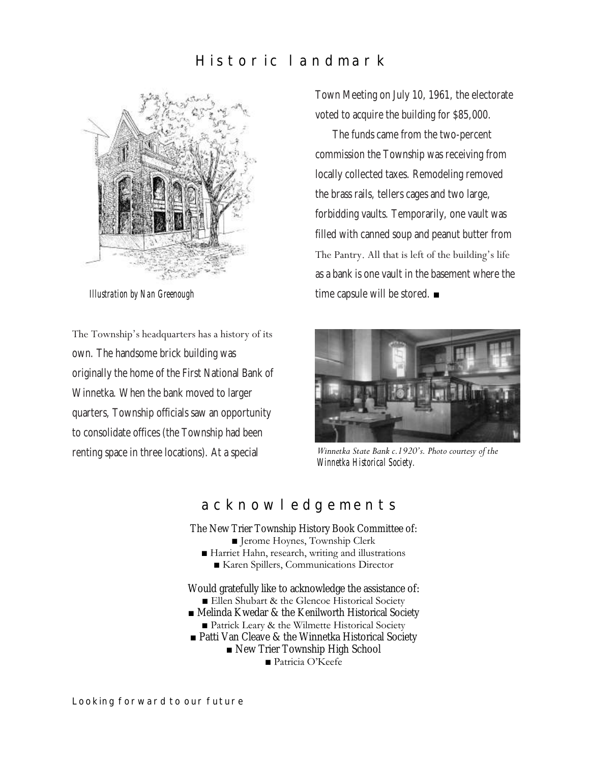# Historic landmark

*Illustration by Nan Greenough*

The Township's headquarters has a history of its own. The handsome brick building was originally the home of the First National Bank of Winnetka. When the bank moved to larger quarters, Township officials saw an opportunity to consolidate offices (the Township had been renting space in three locations). At a special Town Meeting on July 10, 1961, the electorate voted to acquire the building for $85,000.

The funds came from the two-percent commission the Township was receiving from locally collected taxes. Remodeling removed the brass rails, tellers cages and two large, forbidding vaults. Temporarily, one vault was filled with canned soup and peanut butter from The Pantry. All that is left of the building's life as a bank is one vault in the basement where the time capsule will be stored. ■

*Winnetka State Bank c.1920's. Photo courtesy of the Winnetka Historical Society.*

## acknowledgements

The New Trier Township History Book Committee of:

■ Jerome Hoynes, Township Clerk
■ Harriet Hahn, research, writing and illustrations
■ Karen Spillers, Communications Director

Would gratefully like to acknowledge the assistance of:

■ Ellen Shubart & the Glencoe Historical Society
■ Melinda Kwedar & the Kenilworth Historical Society
■ Patrick Leary & the Wilmette Historical Society
■ Patti Van Cleave & the Winnetka Historical Society
■ New Trier Township High School
■ Patricia O'Keefe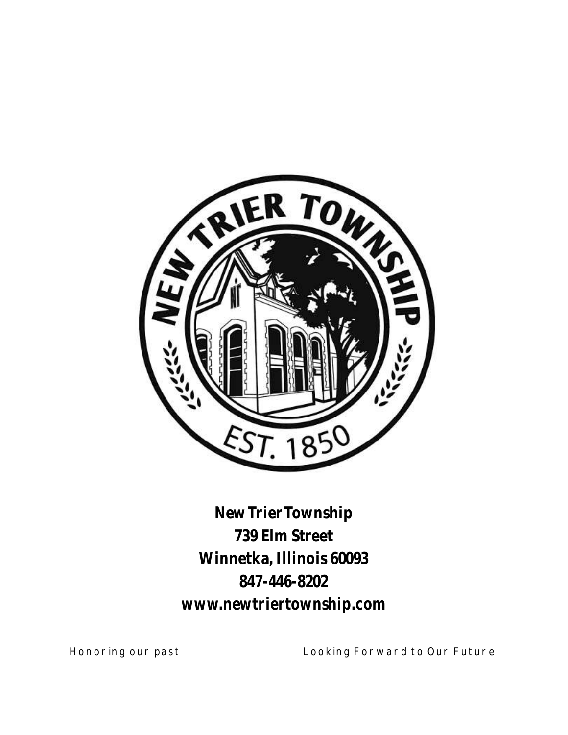**New Trier Township**
**739 Elm Street**
**Winnetka, Illinois 60093**
**847-446-8202**
**www.newtriertownship.com**

Honoring our past Looking Forward to Our Future